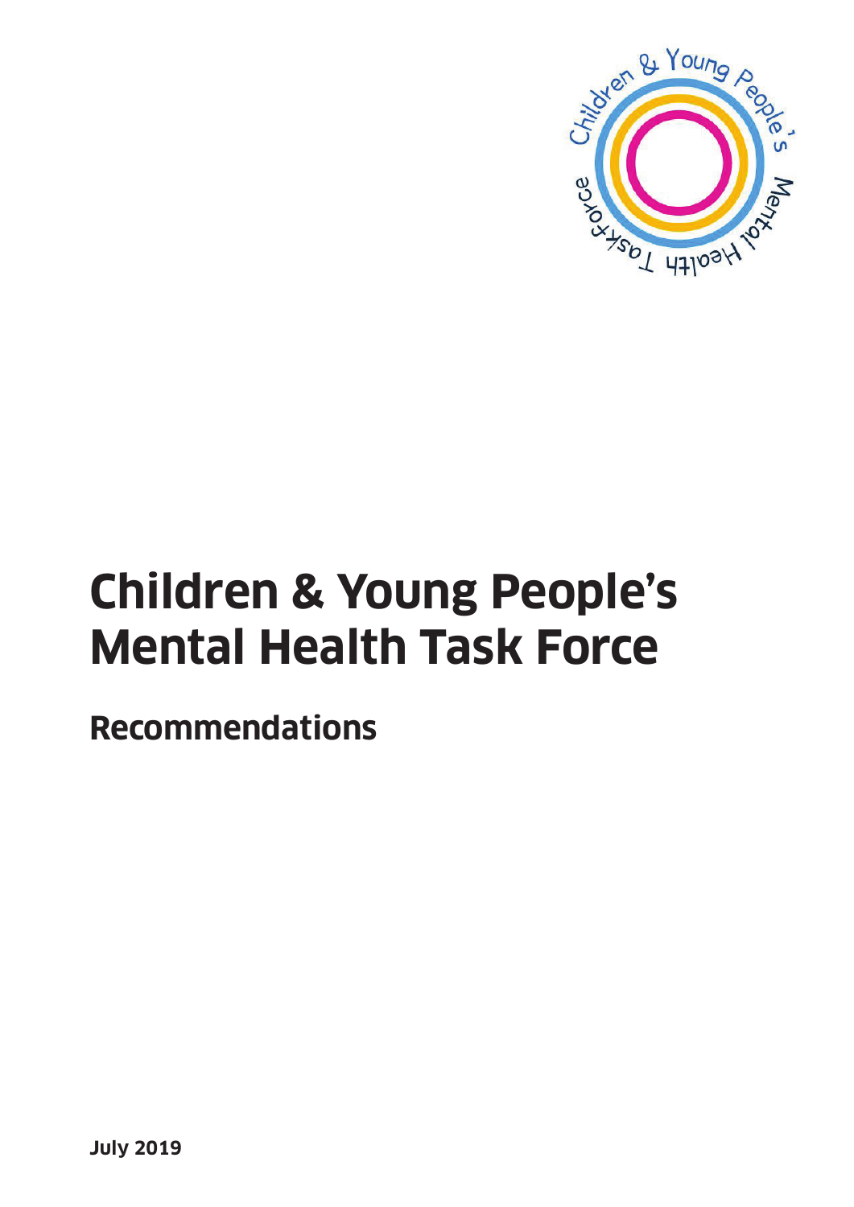# Children & Young People's Mental Health Task Force

## Recommendations

**July 2019**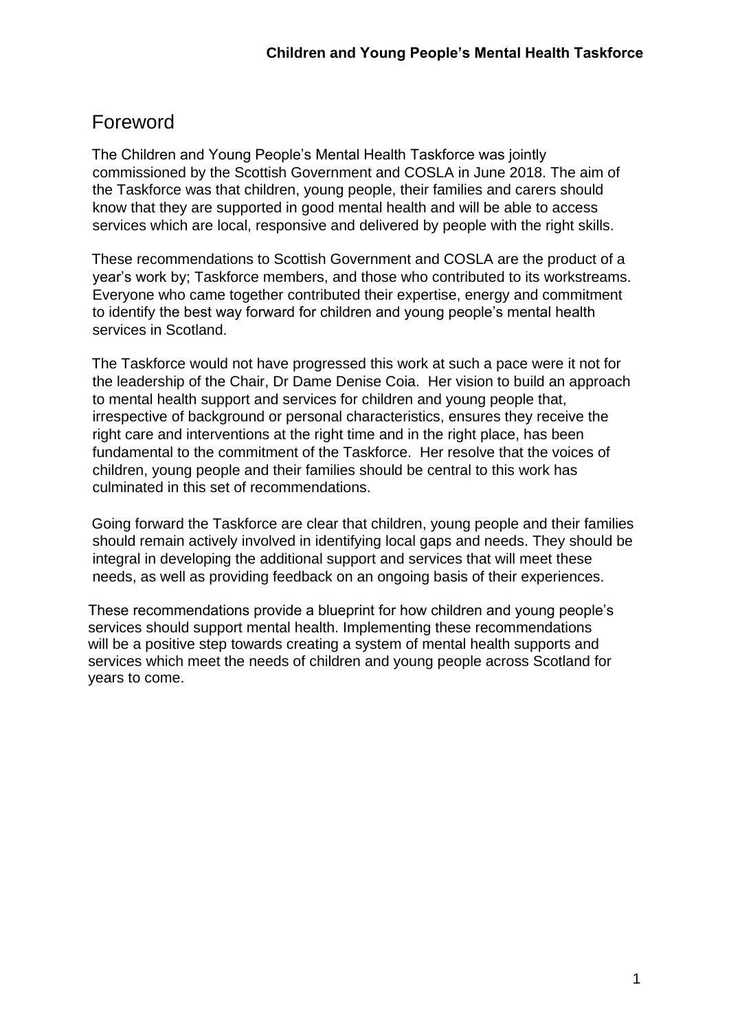# Foreword

The Children and Young People's Mental Health Taskforce was jointly commissioned by the Scottish Government and COSLA in June 2018. The aim of the Taskforce was that children, young people, their families and carers should know that they are supported in good mental health and will be able to access services which are local, responsive and delivered by people with the right skills.

These recommendations to Scottish Government and COSLA are the product of a year's work by; Taskforce members, and those who contributed to its workstreams. Everyone who came together contributed their expertise, energy and commitment to identify the best way forward for children and young people's mental health services in Scotland.

The Taskforce would not have progressed this work at such a pace were it not for the leadership of the Chair, Dr Dame Denise Coia. Her vision to build an approach to mental health support and services for children and young people that, irrespective of background or personal characteristics, ensures they receive the right care and interventions at the right time and in the right place, has been fundamental to the commitment of the Taskforce. Her resolve that the voices of children, young people and their families should be central to this work has culminated in this set of recommendations.

Going forward the Taskforce are clear that children, young people and their families should remain actively involved in identifying local gaps and needs. They should be integral in developing the additional support and services that will meet these needs, as well as providing feedback on an ongoing basis of their experiences.

These recommendations provide a blueprint for how children and young people's services should support mental health. Implementing these recommendations will be a positive step towards creating a system of mental health supports and services which meet the needs of children and young people across Scotland for years to come.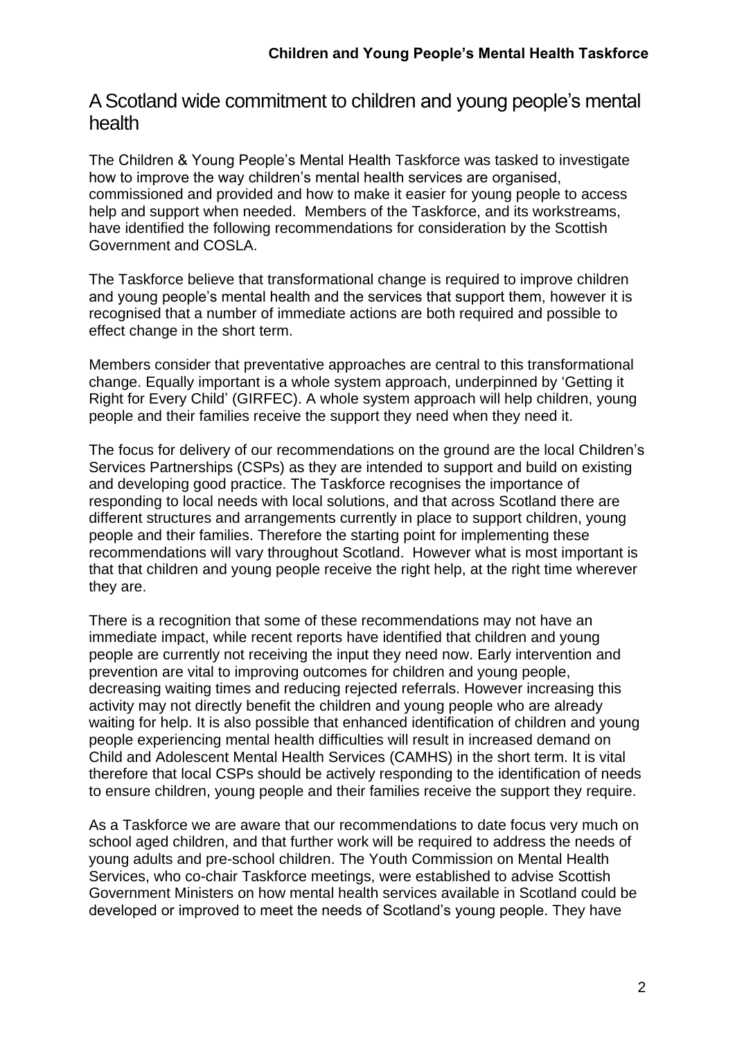## A Scotland wide commitment to children and young people's mental health

The Children & Young People's Mental Health Taskforce was tasked to investigate how to improve the way children's mental health services are organised, commissioned and provided and how to make it easier for young people to access help and support when needed. Members of the Taskforce, and its workstreams, have identified the following recommendations for consideration by the Scottish Government and COSLA.

The Taskforce believe that transformational change is required to improve children and young people's mental health and the services that support them, however it is recognised that a number of immediate actions are both required and possible to effect change in the short term.

Members consider that preventative approaches are central to this transformational change. Equally important is a whole system approach, underpinned by 'Getting it Right for Every Child' (GIRFEC). A whole system approach will help children, young people and their families receive the support they need when they need it.

The focus for delivery of our recommendations on the ground are the local Children's Services Partnerships (CSPs) as they are intended to support and build on existing and developing good practice. The Taskforce recognises the importance of responding to local needs with local solutions, and that across Scotland there are different structures and arrangements currently in place to support children, young people and their families. Therefore the starting point for implementing these recommendations will vary throughout Scotland. However what is most important is that that children and young people receive the right help, at the right time wherever they are.

There is a recognition that some of these recommendations may not have an immediate impact, while recent reports have identified that children and young people are currently not receiving the input they need now. Early intervention and prevention are vital to improving outcomes for children and young people, decreasing waiting times and reducing rejected referrals. However increasing this activity may not directly benefit the children and young people who are already waiting for help. It is also possible that enhanced identification of children and young people experiencing mental health difficulties will result in increased demand on Child and Adolescent Mental Health Services (CAMHS) in the short term. It is vital therefore that local CSPs should be actively responding to the identification of needs to ensure children, young people and their families receive the support they require.

As a Taskforce we are aware that our recommendations to date focus very much on school aged children, and that further work will be required to address the needs of young adults and pre-school children. The Youth Commission on Mental Health Services, who co-chair Taskforce meetings, were established to advise Scottish Government Ministers on how mental health services available in Scotland could be developed or improved to meet the needs of Scotland's young people. They have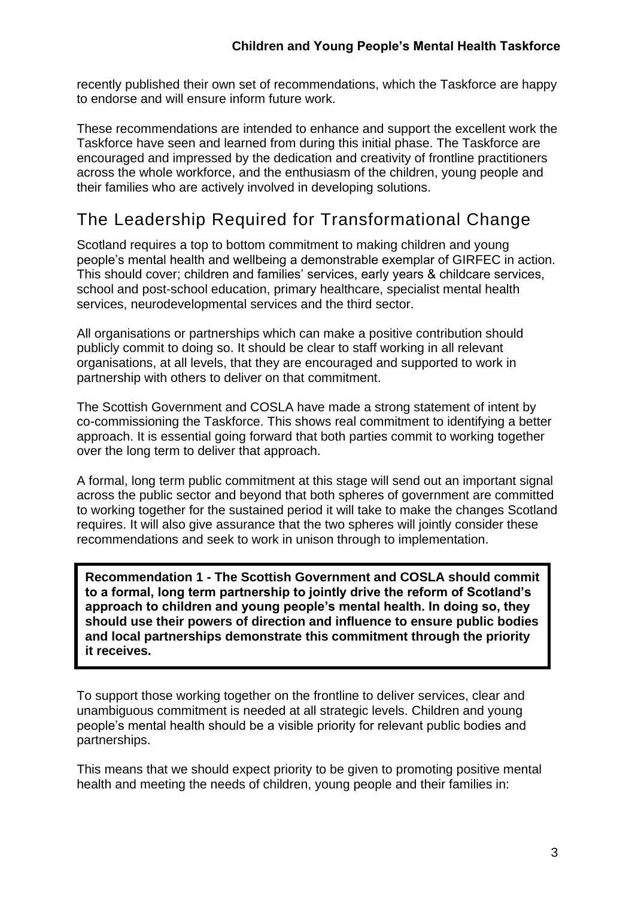recently published their own set of recommendations, which the Taskforce are happy to endorse and will ensure inform future work.

These recommendations are intended to enhance and support the excellent work the Taskforce have seen and learned from during this initial phase. The Taskforce are encouraged and impressed by the dedication and creativity of frontline practitioners across the whole workforce, and the enthusiasm of the children, young people and their families who are actively involved in developing solutions.

## The Leadership Required for Transformational Change

Scotland requires a top to bottom commitment to making children and young people's mental health and wellbeing a demonstrable exemplar of GIRFEC in action. This should cover; children and families' services, early years & childcare services, school and post-school education, primary healthcare, specialist mental health services, neurodevelopmental services and the third sector.

All organisations or partnerships which can make a positive contribution should publicly commit to doing so. It should be clear to staff working in all relevant organisations, at all levels, that they are encouraged and supported to work in partnership with others to deliver on that commitment.

The Scottish Government and COSLA have made a strong statement of intent by co-commissioning the Taskforce. This shows real commitment to identifying a better approach. It is essential going forward that both parties commit to working together over the long term to deliver that approach.

A formal, long term public commitment at this stage will send out an important signal across the public sector and beyond that both spheres of government are committed to working together for the sustained period it will take to make the changes Scotland requires. It will also give assurance that the two spheres will jointly consider these recommendations and seek to work in unison through to implementation.

**Recommendation 1 - The Scottish Government and COSLA should commit to a formal, long term partnership to jointly drive the reform of Scotland's approach to children and young people's mental health. In doing so, they should use their powers of direction and influence to ensure public bodies and local partnerships demonstrate this commitment through the priority it receives.**

To support those working together on the frontline to deliver services, clear and unambiguous commitment is needed at all strategic levels. Children and young people's mental health should be a visible priority for relevant public bodies and partnerships.

This means that we should expect priority to be given to promoting positive mental health and meeting the needs of children, young people and their families in: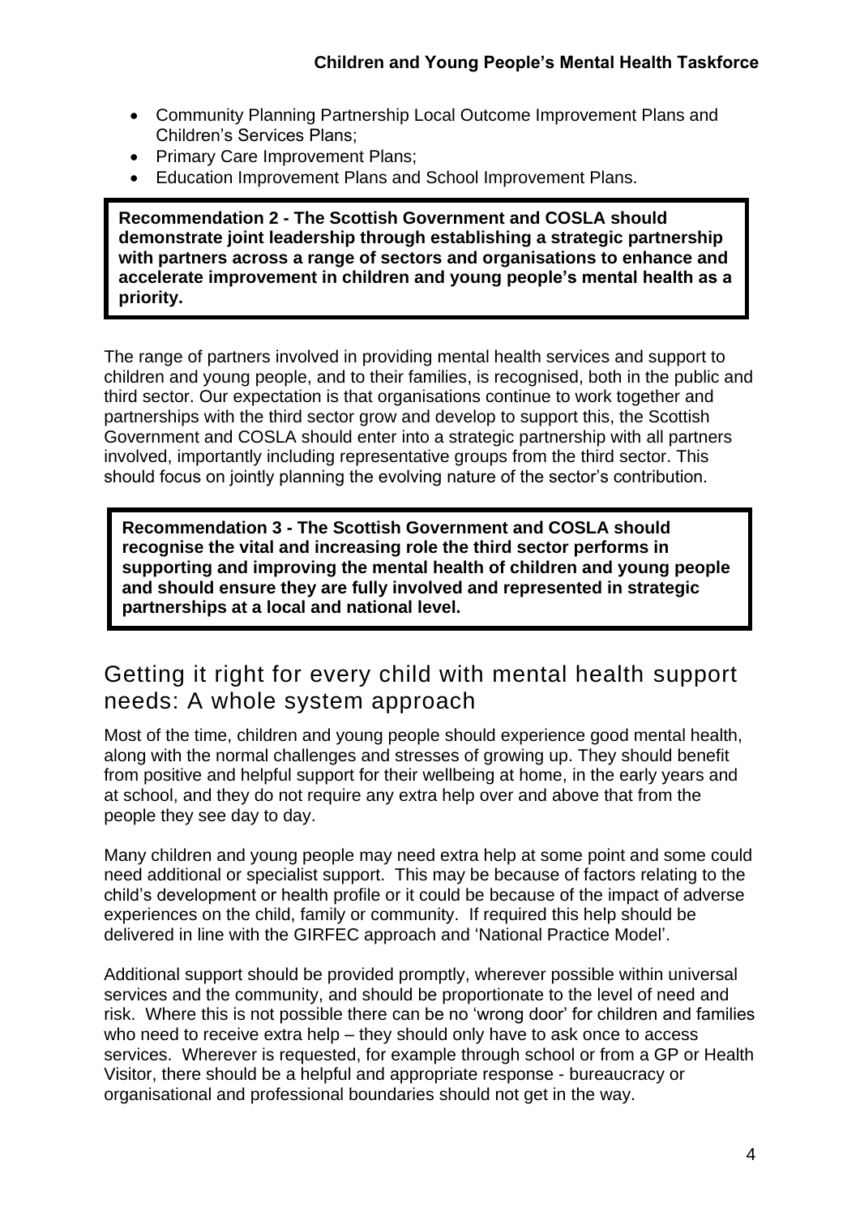- Community Planning Partnership Local Outcome Improvement Plans and Children's Services Plans;
- Primary Care Improvement Plans;
- Education Improvement Plans and School Improvement Plans.

**Recommendation 2 - The Scottish Government and COSLA should demonstrate joint leadership through establishing a strategic partnership with partners across a range of sectors and organisations to enhance and accelerate improvement in children and young people's mental health as a priority.**

The range of partners involved in providing mental health services and support to children and young people, and to their families, is recognised, both in the public and third sector. Our expectation is that organisations continue to work together and partnerships with the third sector grow and develop to support this, the Scottish Government and COSLA should enter into a strategic partnership with all partners involved, importantly including representative groups from the third sector. This should focus on jointly planning the evolving nature of the sector's contribution.

**Recommendation 3 - The Scottish Government and COSLA should recognise the vital and increasing role the third sector performs in supporting and improving the mental health of children and young people and should ensure they are fully involved and represented in strategic partnerships at a local and national level.**

## Getting it right for every child with mental health support needs: A whole system approach

Most of the time, children and young people should experience good mental health, along with the normal challenges and stresses of growing up. They should benefit from positive and helpful support for their wellbeing at home, in the early years and at school, and they do not require any extra help over and above that from the people they see day to day.

Many children and young people may need extra help at some point and some could need additional or specialist support. This may be because of factors relating to the child's development or health profile or it could be because of the impact of adverse experiences on the child, family or community. If required this help should be delivered in line with the GIRFEC approach and 'National Practice Model'.

Additional support should be provided promptly, wherever possible within universal services and the community, and should be proportionate to the level of need and risk. Where this is not possible there can be no 'wrong door' for children and families who need to receive extra help – they should only have to ask once to access services. Wherever is requested, for example through school or from a GP or Health Visitor, there should be a helpful and appropriate response - bureaucracy or organisational and professional boundaries should not get in the way.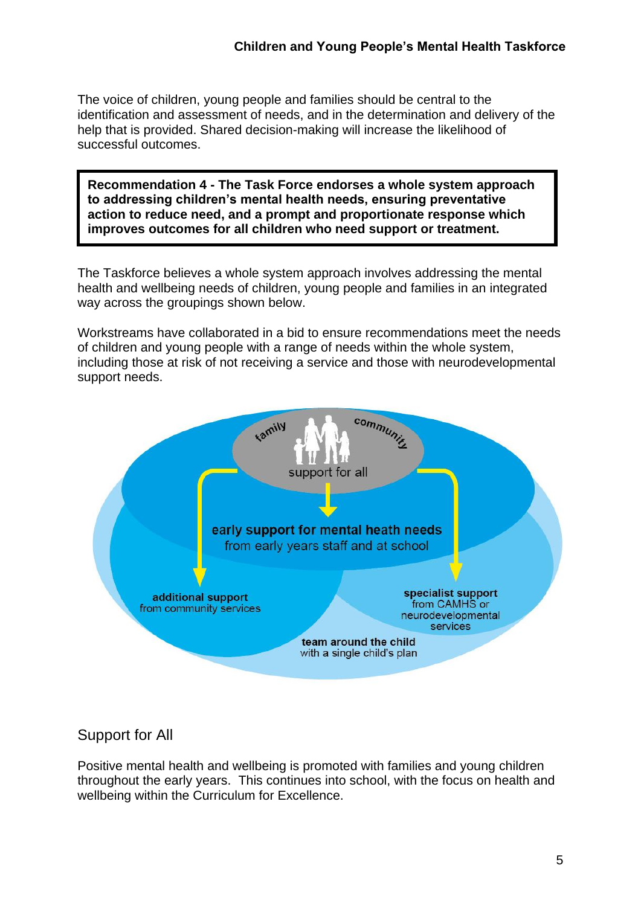The voice of children, young people and families should be central to the identification and assessment of needs, and in the determination and delivery of the help that is provided. Shared decision-making will increase the likelihood of successful outcomes.

> **Recommendation 4 - The Task Force endorses a whole system approach to addressing children's mental health needs, ensuring preventative action to reduce need, and a prompt and proportionate response which improves outcomes for all children who need support or treatment.**

The Taskforce believes a whole system approach involves addressing the mental health and wellbeing needs of children, young people and families in an integrated way across the groupings shown below.

Workstreams have collaborated in a bid to ensure recommendations meet the needs of children and young people with a range of needs within the whole system, including those at risk of not receiving a service and those with neurodevelopmental support needs.

family
community
support for all

**early support for mental heath needs**
from early years staff and at school

**additional support**
from community services

**specialist support**
from CAMHS or neurodevelopmental services

**team around the child**
with a single child's plan

## Support for All

Positive mental health and wellbeing is promoted with families and young children throughout the early years. This continues into school, with the focus on health and wellbeing within the Curriculum for Excellence.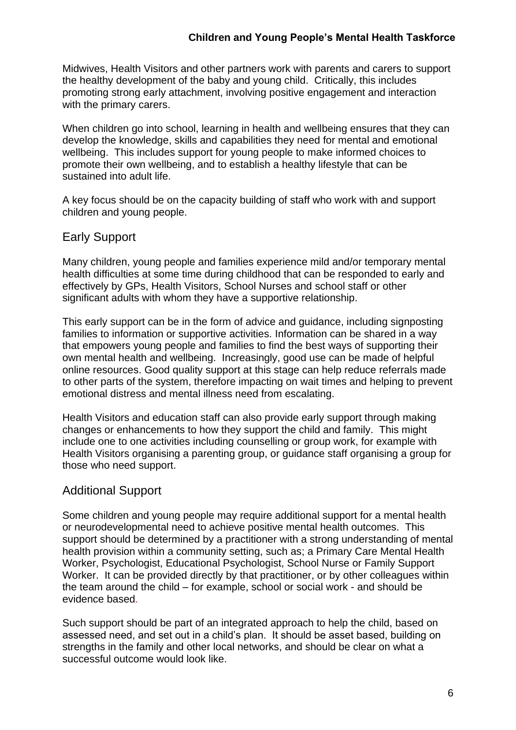Midwives, Health Visitors and other partners work with parents and carers to support the healthy development of the baby and young child. Critically, this includes promoting strong early attachment, involving positive engagement and interaction with the primary carers.

When children go into school, learning in health and wellbeing ensures that they can develop the knowledge, skills and capabilities they need for mental and emotional wellbeing. This includes support for young people to make informed choices to promote their own wellbeing, and to establish a healthy lifestyle that can be sustained into adult life.

A key focus should be on the capacity building of staff who work with and support children and young people.

## Early Support

Many children, young people and families experience mild and/or temporary mental health difficulties at some time during childhood that can be responded to early and effectively by GPs, Health Visitors, School Nurses and school staff or other significant adults with whom they have a supportive relationship.

This early support can be in the form of advice and guidance, including signposting families to information or supportive activities. Information can be shared in a way that empowers young people and families to find the best ways of supporting their own mental health and wellbeing. Increasingly, good use can be made of helpful online resources. Good quality support at this stage can help reduce referrals made to other parts of the system, therefore impacting on wait times and helping to prevent emotional distress and mental illness need from escalating.

Health Visitors and education staff can also provide early support through making changes or enhancements to how they support the child and family. This might include one to one activities including counselling or group work, for example with Health Visitors organising a parenting group, or guidance staff organising a group for those who need support.

## Additional Support

Some children and young people may require additional support for a mental health or neurodevelopmental need to achieve positive mental health outcomes. This support should be determined by a practitioner with a strong understanding of mental health provision within a community setting, such as; a Primary Care Mental Health Worker, Psychologist, Educational Psychologist, School Nurse or Family Support Worker. It can be provided directly by that practitioner, or by other colleagues within the team around the child – for example, school or social work - and should be evidence based.

Such support should be part of an integrated approach to help the child, based on assessed need, and set out in a child's plan. It should be asset based, building on strengths in the family and other local networks, and should be clear on what a successful outcome would look like.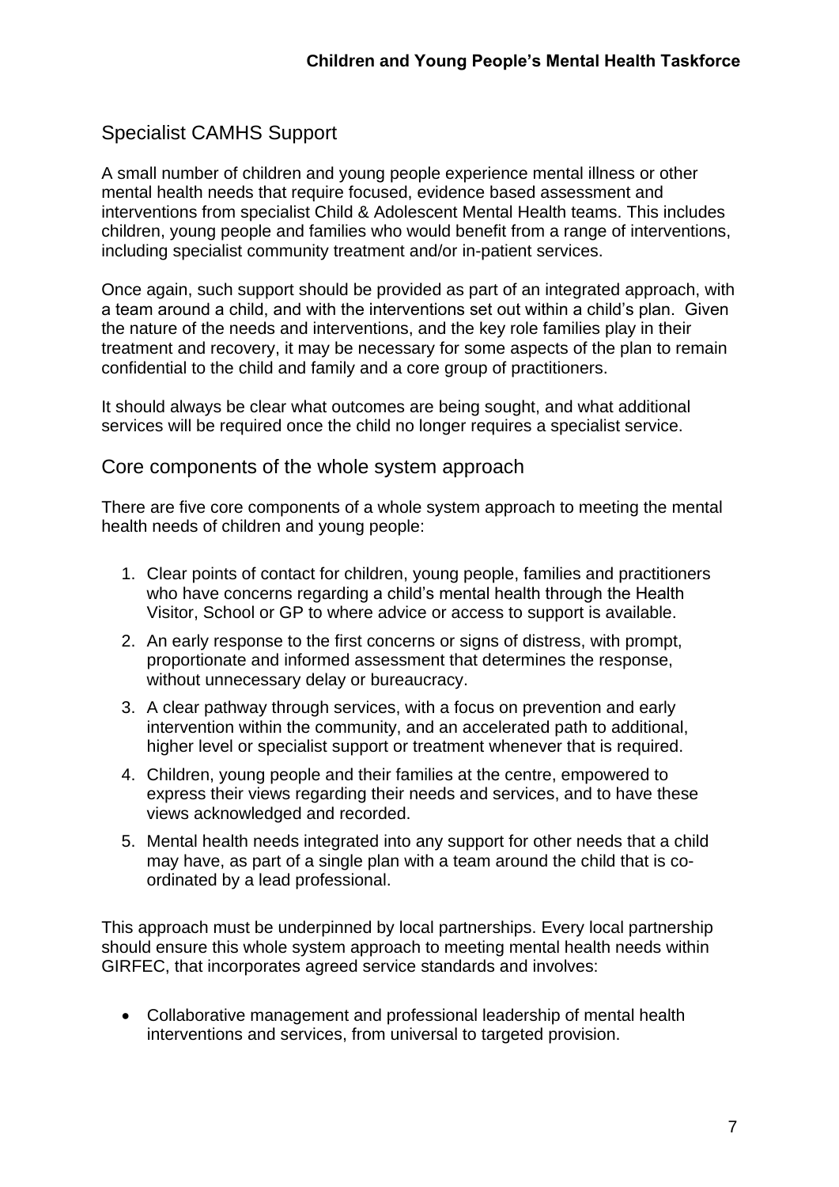## Specialist CAMHS Support

A small number of children and young people experience mental illness or other mental health needs that require focused, evidence based assessment and interventions from specialist Child & Adolescent Mental Health teams. This includes children, young people and families who would benefit from a range of interventions, including specialist community treatment and/or in-patient services.

Once again, such support should be provided as part of an integrated approach, with a team around a child, and with the interventions set out within a child's plan. Given the nature of the needs and interventions, and the key role families play in their treatment and recovery, it may be necessary for some aspects of the plan to remain confidential to the child and family and a core group of practitioners.

It should always be clear what outcomes are being sought, and what additional services will be required once the child no longer requires a specialist service.

## Core components of the whole system approach

There are five core components of a whole system approach to meeting the mental health needs of children and young people:

1. Clear points of contact for children, young people, families and practitioners who have concerns regarding a child's mental health through the Health Visitor, School or GP to where advice or access to support is available.
2. An early response to the first concerns or signs of distress, with prompt, proportionate and informed assessment that determines the response, without unnecessary delay or bureaucracy.
3. A clear pathway through services, with a focus on prevention and early intervention within the community, and an accelerated path to additional, higher level or specialist support or treatment whenever that is required.
4. Children, young people and their families at the centre, empowered to express their views regarding their needs and services, and to have these views acknowledged and recorded.
5. Mental health needs integrated into any support for other needs that a child may have, as part of a single plan with a team around the child that is co-ordinated by a lead professional.

This approach must be underpinned by local partnerships. Every local partnership should ensure this whole system approach to meeting mental health needs within GIRFEC, that incorporates agreed service standards and involves:

- Collaborative management and professional leadership of mental health interventions and services, from universal to targeted provision.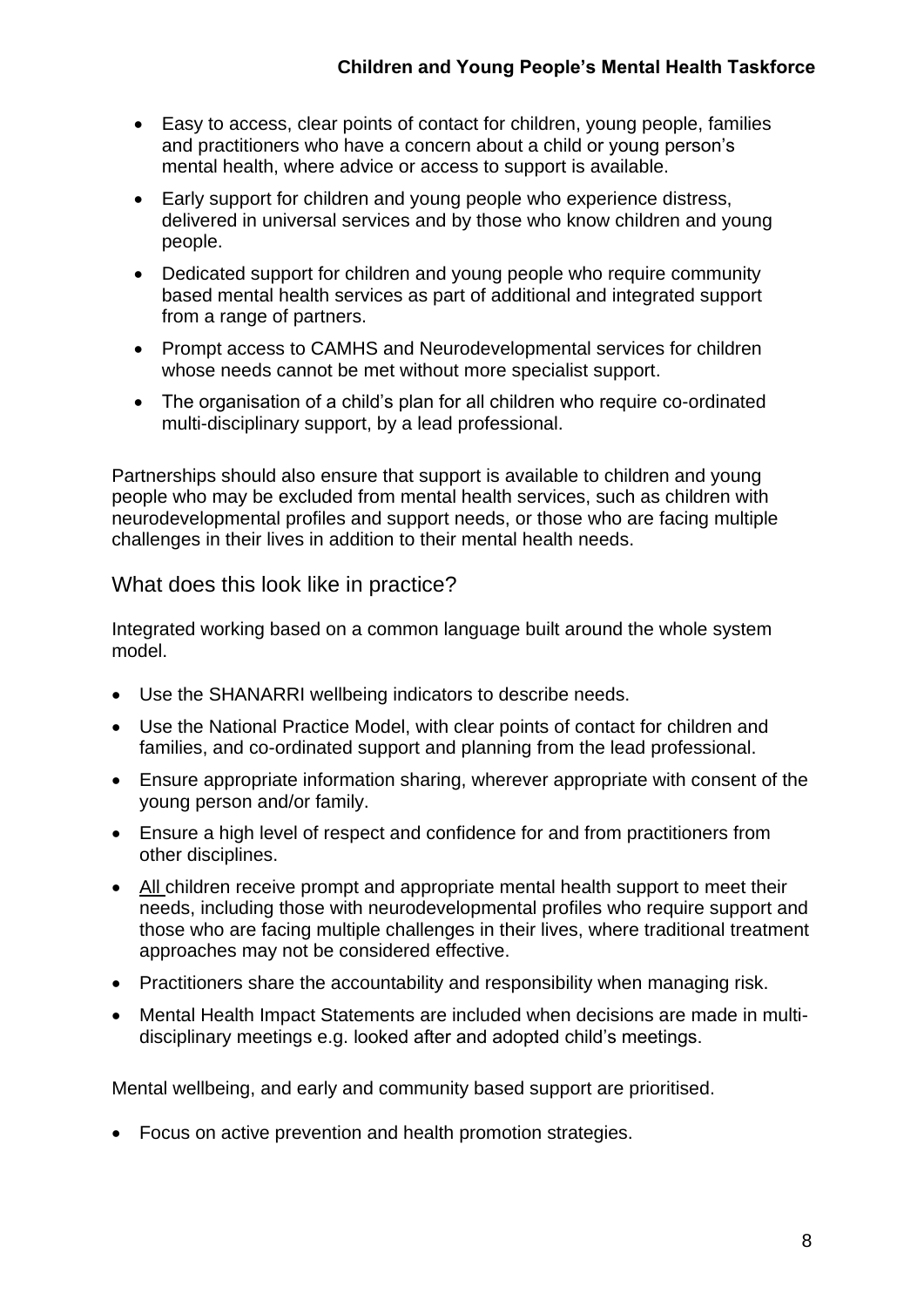- Easy to access, clear points of contact for children, young people, families and practitioners who have a concern about a child or young person's mental health, where advice or access to support is available.
- Early support for children and young people who experience distress, delivered in universal services and by those who know children and young people.
- Dedicated support for children and young people who require community based mental health services as part of additional and integrated support from a range of partners.
- Prompt access to CAMHS and Neurodevelopmental services for children whose needs cannot be met without more specialist support.
- The organisation of a child's plan for all children who require co-ordinated multi-disciplinary support, by a lead professional.

Partnerships should also ensure that support is available to children and young people who may be excluded from mental health services, such as children with neurodevelopmental profiles and support needs, or those who are facing multiple challenges in their lives in addition to their mental health needs.

## What does this look like in practice?

Integrated working based on a common language built around the whole system model.

- Use the SHANARRI wellbeing indicators to describe needs.
- Use the National Practice Model, with clear points of contact for children and families, and co-ordinated support and planning from the lead professional.
- Ensure appropriate information sharing, wherever appropriate with consent of the young person and/or family.
- Ensure a high level of respect and confidence for and from practitioners from other disciplines.
- <u>All</u> children receive prompt and appropriate mental health support to meet their needs, including those with neurodevelopmental profiles who require support and those who are facing multiple challenges in their lives, where traditional treatment approaches may not be considered effective.
- Practitioners share the accountability and responsibility when managing risk.
- Mental Health Impact Statements are included when decisions are made in multi-disciplinary meetings e.g. looked after and adopted child's meetings.

Mental wellbeing, and early and community based support are prioritised.

- Focus on active prevention and health promotion strategies.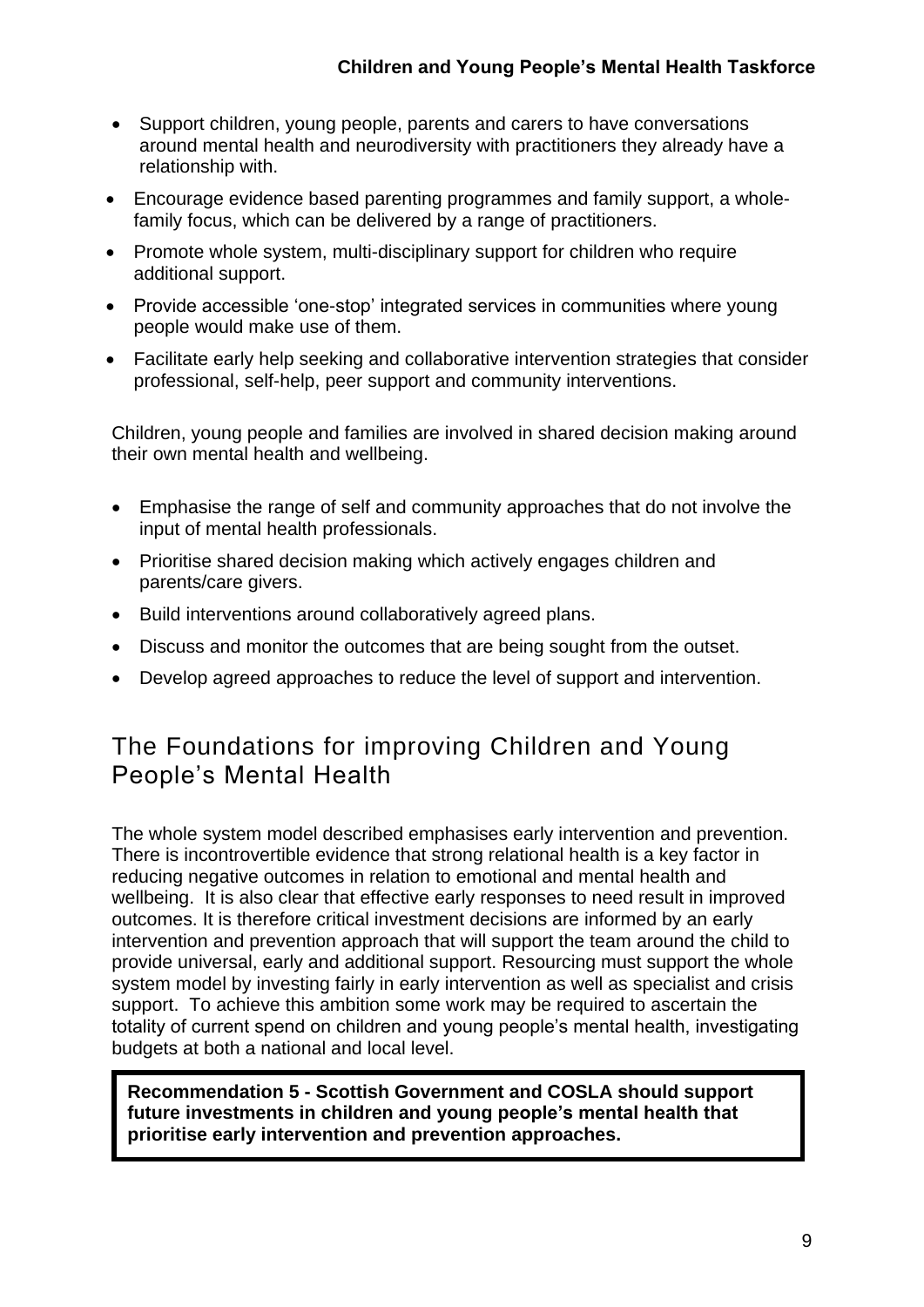- Support children, young people, parents and carers to have conversations around mental health and neurodiversity with practitioners they already have a relationship with.
- Encourage evidence based parenting programmes and family support, a whole-family focus, which can be delivered by a range of practitioners.
- Promote whole system, multi-disciplinary support for children who require additional support.
- Provide accessible 'one-stop' integrated services in communities where young people would make use of them.
- Facilitate early help seeking and collaborative intervention strategies that consider professional, self-help, peer support and community interventions.

Children, young people and families are involved in shared decision making around their own mental health and wellbeing.

- Emphasise the range of self and community approaches that do not involve the input of mental health professionals.
- Prioritise shared decision making which actively engages children and parents/care givers.
- Build interventions around collaboratively agreed plans.
- Discuss and monitor the outcomes that are being sought from the outset.
- Develop agreed approaches to reduce the level of support and intervention.

## The Foundations for improving Children and Young People's Mental Health

The whole system model described emphasises early intervention and prevention. There is incontrovertible evidence that strong relational health is a key factor in reducing negative outcomes in relation to emotional and mental health and wellbeing. It is also clear that effective early responses to need result in improved outcomes. It is therefore critical investment decisions are informed by an early intervention and prevention approach that will support the team around the child to provide universal, early and additional support. Resourcing must support the whole system model by investing fairly in early intervention as well as specialist and crisis support. To achieve this ambition some work may be required to ascertain the totality of current spend on children and young people's mental health, investigating budgets at both a national and local level.

**Recommendation 5 - Scottish Government and COSLA should support future investments in children and young people's mental health that prioritise early intervention and prevention approaches.**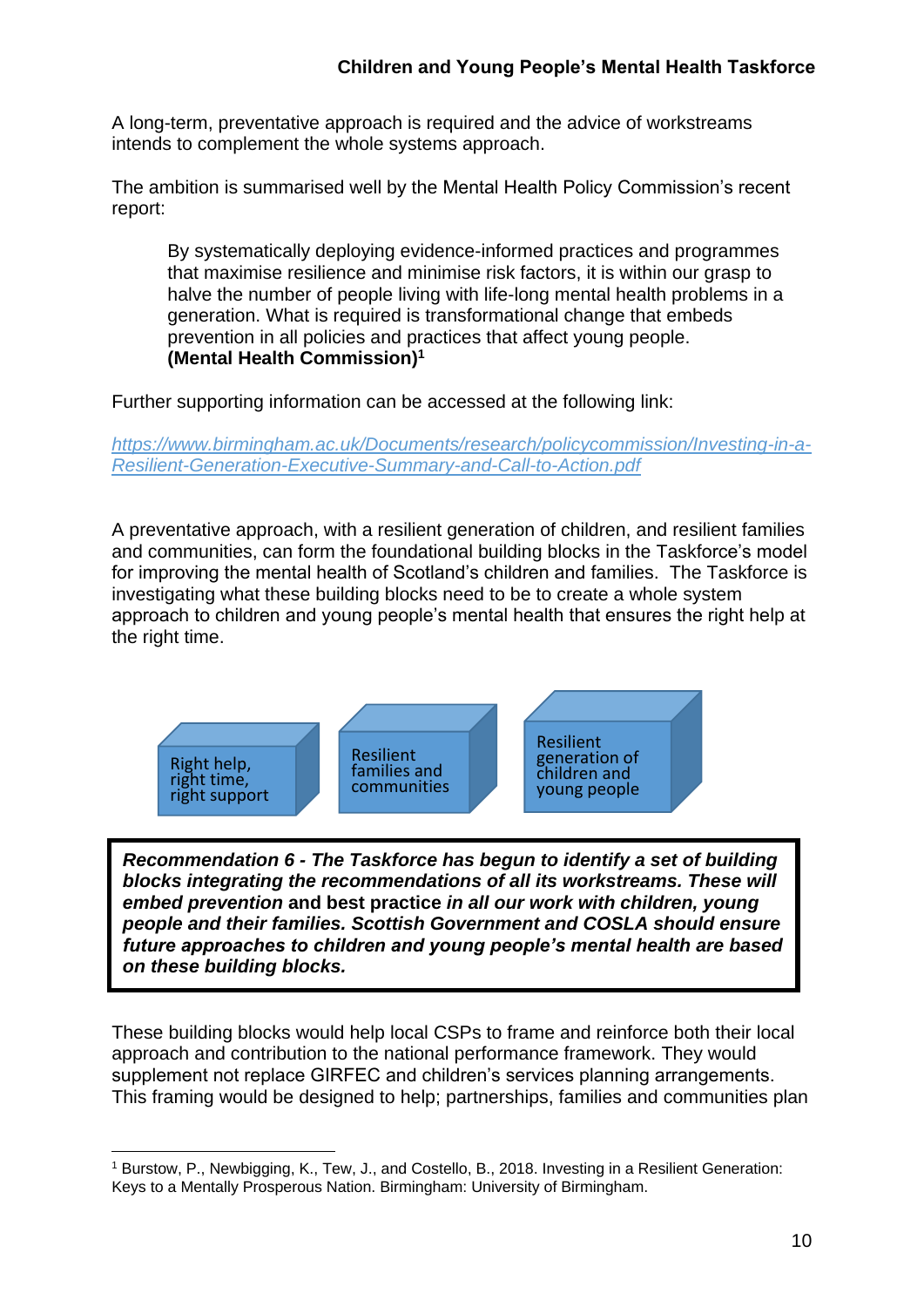A long-term, preventative approach is required and the advice of workstreams intends to complement the whole systems approach.

The ambition is summarised well by the Mental Health Policy Commission's recent report:

> By systematically deploying evidence-informed practices and programmes that maximise resilience and minimise risk factors, it is within our grasp to halve the number of people living with life-long mental health problems in a generation. What is required is transformational change that embeds prevention in all policies and practices that affect young people.
> **(Mental Health Commission)**[1]

Further supporting information can be accessed at the following link:

*https://www.birmingham.ac.uk/Documents/research/policycommission/Investing-in-a-Resilient-Generation-Executive-Summary-and-Call-to-Action.pdf*

A preventative approach, with a resilient generation of children, and resilient families and communities, can form the foundational building blocks in the Taskforce's model for improving the mental health of Scotland's children and families. The Taskforce is investigating what these building blocks need to be to create a whole system approach to children and young people's mental health that ensures the right help at the right time.

Right help, right time, right support

Resilient families and communities

Resilient generation of children and young people

> ***Recommendation 6 - The Taskforce has begun to identify a set of building blocks integrating the recommendations of all its workstreams. These will embed prevention* and best practice *in all our work with children, young people and their families. Scottish Government and COSLA should ensure future approaches to children and young people's mental health are based on these building blocks.***

These building blocks would help local CSPs to frame and reinforce both their local approach and contribution to the national performance framework. They would supplement not replace GIRFEC and children's services planning arrangements. This framing would be designed to help; partnerships, families and communities plan

[1] Burstow, P., Newbigging, K., Tew, J., and Costello, B., 2018. Investing in a Resilient Generation: Keys to a Mentally Prosperous Nation. Birmingham: University of Birmingham.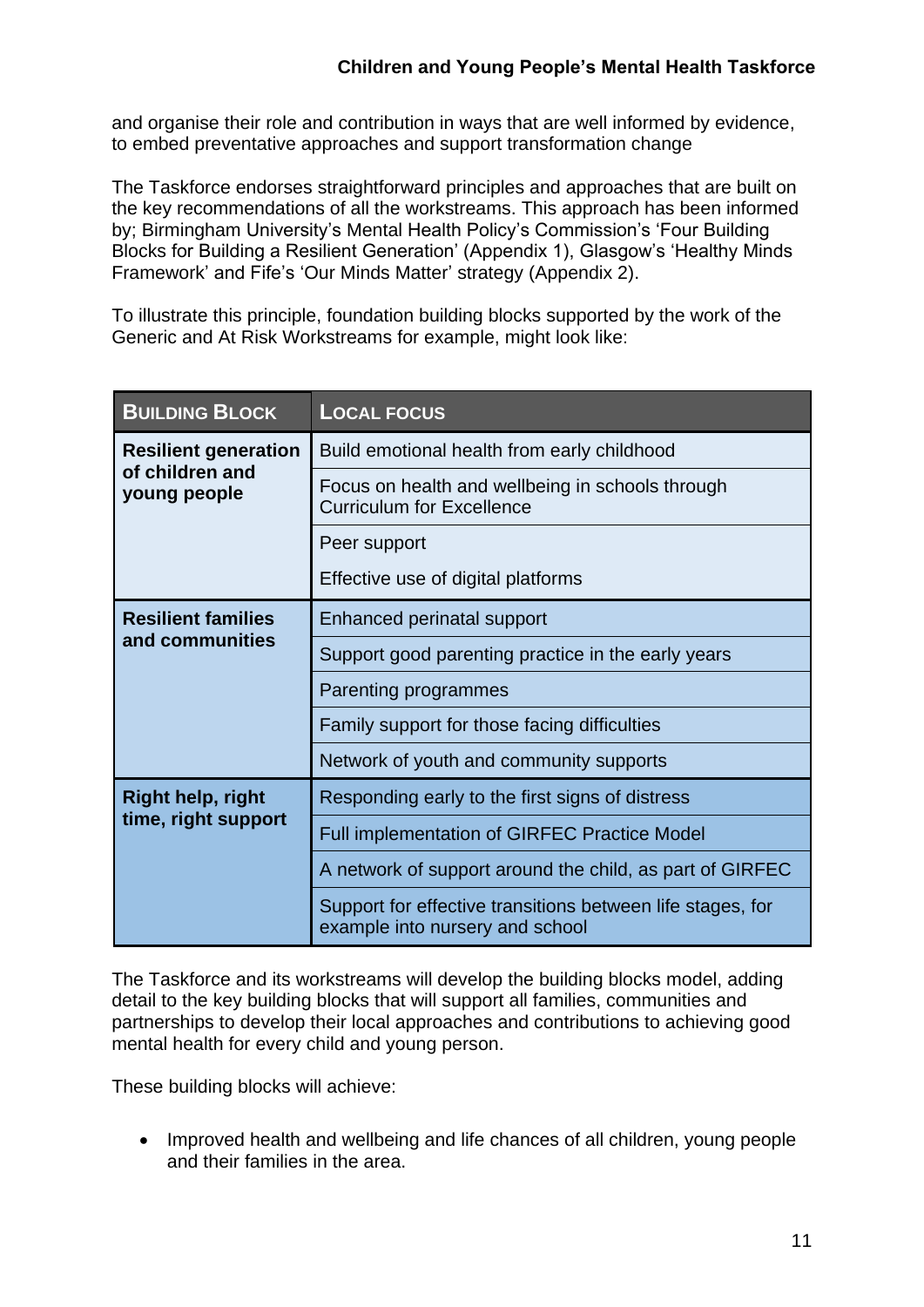and organise their role and contribution in ways that are well informed by evidence, to embed preventative approaches and support transformation change

The Taskforce endorses straightforward principles and approaches that are built on the key recommendations of all the workstreams. This approach has been informed by; Birmingham University's Mental Health Policy's Commission's 'Four Building Blocks for Building a Resilient Generation' (Appendix 1), Glasgow's 'Healthy Minds Framework' and Fife's 'Our Minds Matter' strategy (Appendix 2).

To illustrate this principle, foundation building blocks supported by the work of the Generic and At Risk Workstreams for example, might look like:

| BUILDING BLOCK | LOCAL FOCUS |
|---|---|
| **Resilient generation of children and young people** | Build emotional health from early childhood |
| | Focus on health and wellbeing in schools through Curriculum for Excellence |
| | Peer support |
| | Effective use of digital platforms |
| **Resilient families and communities** | Enhanced perinatal support |
| | Support good parenting practice in the early years |
| | Parenting programmes |
| | Family support for those facing difficulties |
| | Network of youth and community supports |
| **Right help, right time, right support** | Responding early to the first signs of distress |
| | Full implementation of GIRFEC Practice Model |
| | A network of support around the child, as part of GIRFEC |
| | Support for effective transitions between life stages, for example into nursery and school |

The Taskforce and its workstreams will develop the building blocks model, adding detail to the key building blocks that will support all families, communities and partnerships to develop their local approaches and contributions to achieving good mental health for every child and young person.

These building blocks will achieve:

- Improved health and wellbeing and life chances of all children, young people and their families in the area.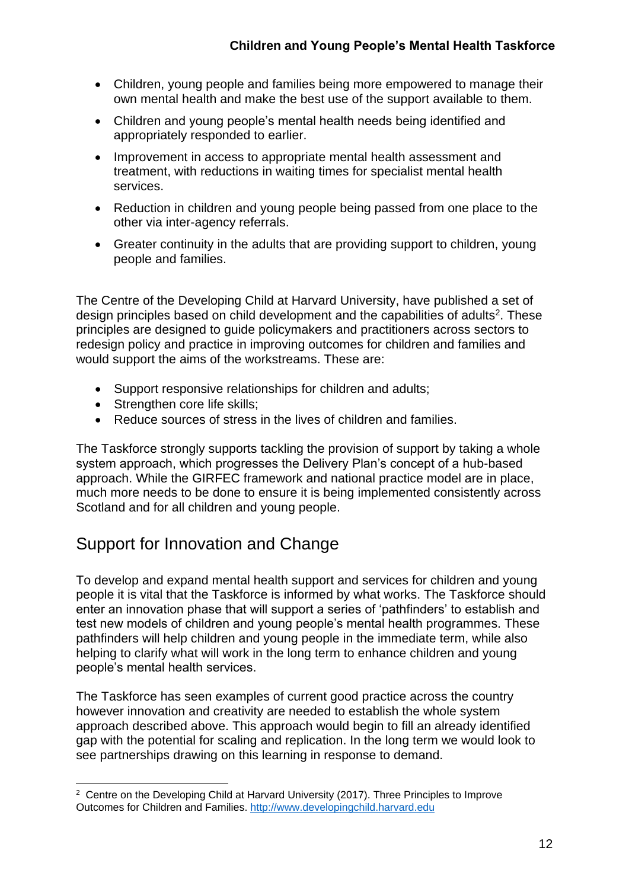- Children, young people and families being more empowered to manage their own mental health and make the best use of the support available to them.
- Children and young people's mental health needs being identified and appropriately responded to earlier.
- Improvement in access to appropriate mental health assessment and treatment, with reductions in waiting times for specialist mental health services.
- Reduction in children and young people being passed from one place to the other via inter-agency referrals.
- Greater continuity in the adults that are providing support to children, young people and families.

The Centre of the Developing Child at Harvard University, have published a set of design principles based on child development and the capabilities of adults[2]. These principles are designed to guide policymakers and practitioners across sectors to redesign policy and practice in improving outcomes for children and families and would support the aims of the workstreams. These are:

- Support responsive relationships for children and adults;
- Strengthen core life skills;
- Reduce sources of stress in the lives of children and families.

The Taskforce strongly supports tackling the provision of support by taking a whole system approach, which progresses the Delivery Plan's concept of a hub-based approach. While the GIRFEC framework and national practice model are in place, much more needs to be done to ensure it is being implemented consistently across Scotland and for all children and young people.

## Support for Innovation and Change

To develop and expand mental health support and services for children and young people it is vital that the Taskforce is informed by what works. The Taskforce should enter an innovation phase that will support a series of 'pathfinders' to establish and test new models of children and young people's mental health programmes. These pathfinders will help children and young people in the immediate term, while also helping to clarify what will work in the long term to enhance children and young people's mental health services.

The Taskforce has seen examples of current good practice across the country however innovation and creativity are needed to establish the whole system approach described above. This approach would begin to fill an already identified gap with the potential for scaling and replication. In the long term we would look to see partnerships drawing on this learning in response to demand.

---

[2] Centre on the Developing Child at Harvard University (2017). Three Principles to Improve Outcomes for Children and Families. http://www.developingchild.harvard.edu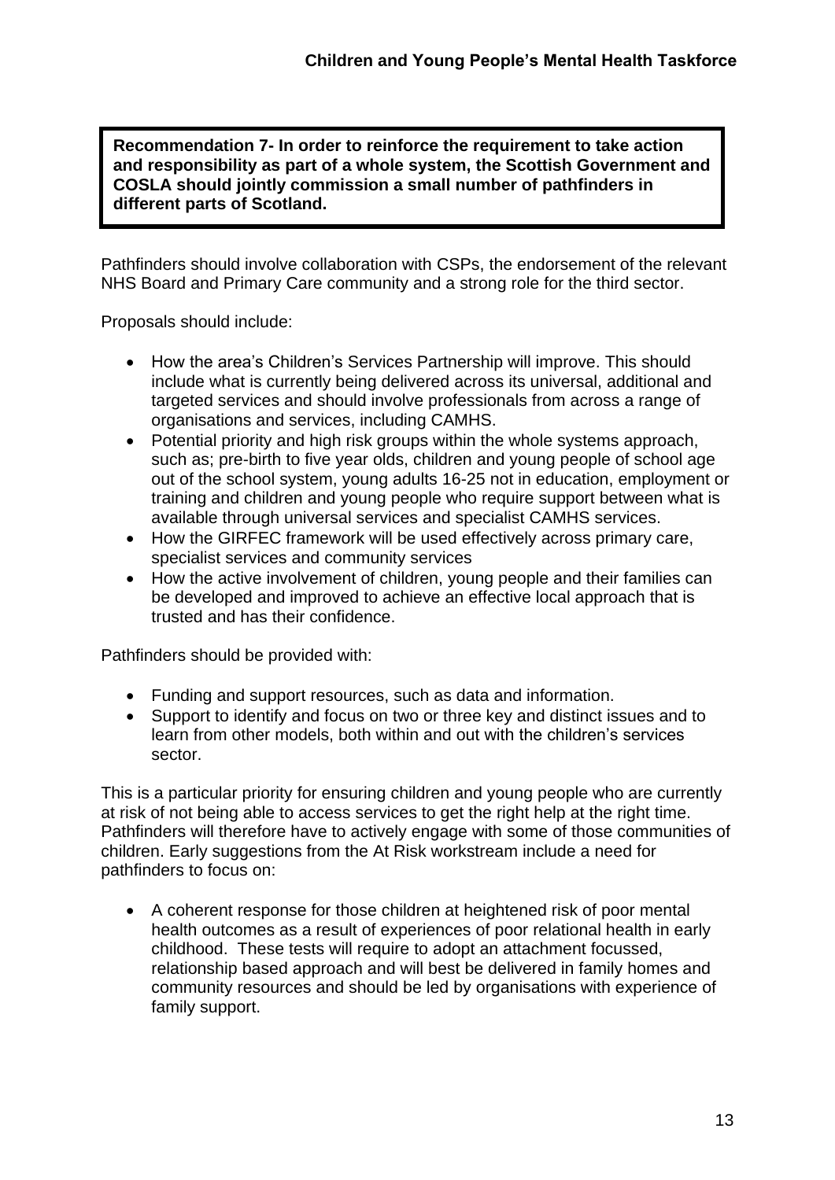**Recommendation 7- In order to reinforce the requirement to take action and responsibility as part of a whole system, the Scottish Government and COSLA should jointly commission a small number of pathfinders in different parts of Scotland.**

Pathfinders should involve collaboration with CSPs, the endorsement of the relevant NHS Board and Primary Care community and a strong role for the third sector.

Proposals should include:

- How the area's Children's Services Partnership will improve. This should include what is currently being delivered across its universal, additional and targeted services and should involve professionals from across a range of organisations and services, including CAMHS.
- Potential priority and high risk groups within the whole systems approach, such as; pre-birth to five year olds, children and young people of school age out of the school system, young adults 16-25 not in education, employment or training and children and young people who require support between what is available through universal services and specialist CAMHS services.
- How the GIRFEC framework will be used effectively across primary care, specialist services and community services
- How the active involvement of children, young people and their families can be developed and improved to achieve an effective local approach that is trusted and has their confidence.

Pathfinders should be provided with:

- Funding and support resources, such as data and information.
- Support to identify and focus on two or three key and distinct issues and to learn from other models, both within and out with the children's services sector.

This is a particular priority for ensuring children and young people who are currently at risk of not being able to access services to get the right help at the right time. Pathfinders will therefore have to actively engage with some of those communities of children. Early suggestions from the At Risk workstream include a need for pathfinders to focus on:

- A coherent response for those children at heightened risk of poor mental health outcomes as a result of experiences of poor relational health in early childhood. These tests will require to adopt an attachment focussed, relationship based approach and will best be delivered in family homes and community resources and should be led by organisations with experience of family support.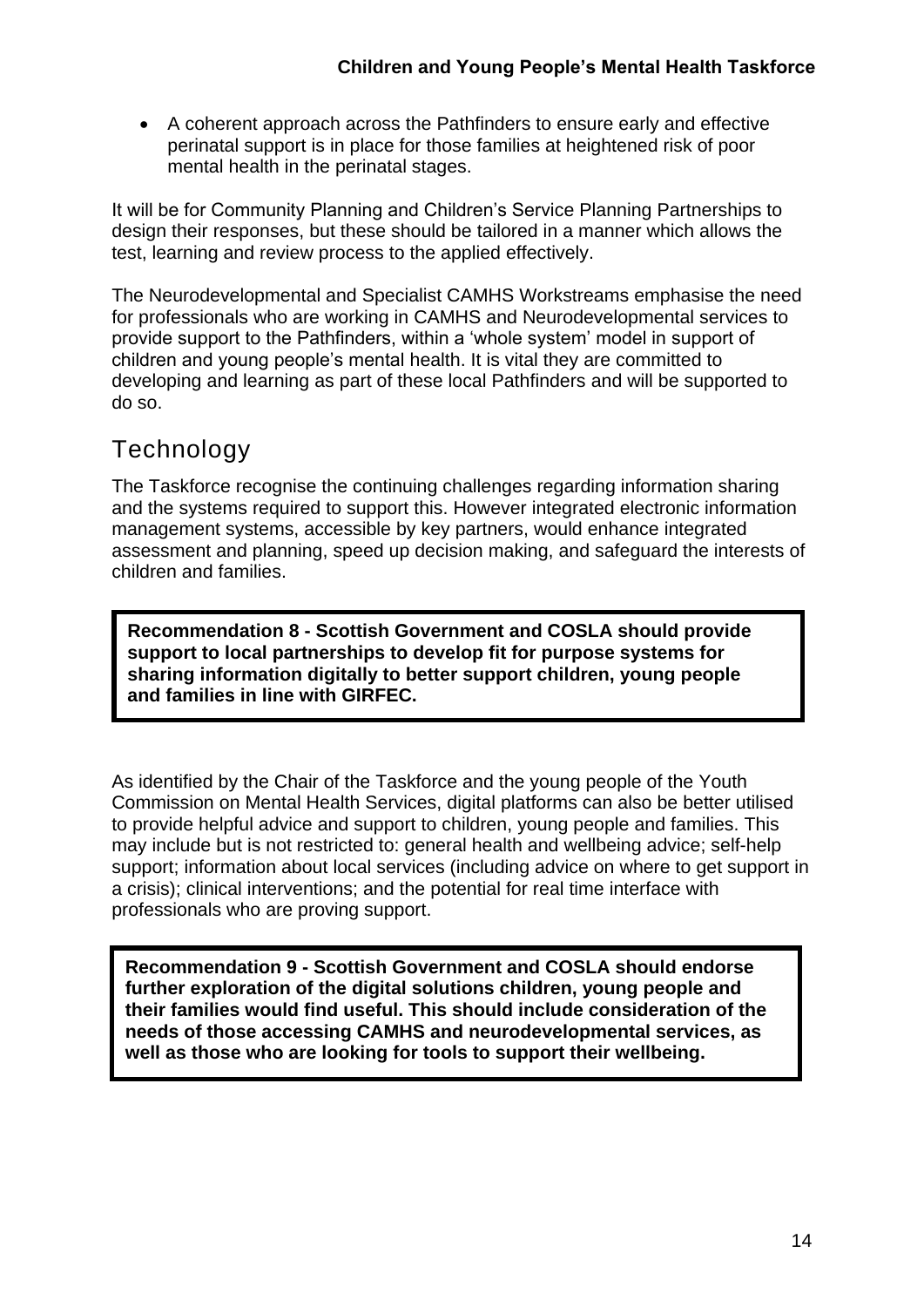- A coherent approach across the Pathfinders to ensure early and effective perinatal support is in place for those families at heightened risk of poor mental health in the perinatal stages.

It will be for Community Planning and Children's Service Planning Partnerships to design their responses, but these should be tailored in a manner which allows the test, learning and review process to the applied effectively.

The Neurodevelopmental and Specialist CAMHS Workstreams emphasise the need for professionals who are working in CAMHS and Neurodevelopmental services to provide support to the Pathfinders, within a 'whole system' model in support of children and young people's mental health. It is vital they are committed to developing and learning as part of these local Pathfinders and will be supported to do so.

## Technology

The Taskforce recognise the continuing challenges regarding information sharing and the systems required to support this. However integrated electronic information management systems, accessible by key partners, would enhance integrated assessment and planning, speed up decision making, and safeguard the interests of children and families.

**Recommendation 8 - Scottish Government and COSLA should provide support to local partnerships to develop fit for purpose systems for sharing information digitally to better support children, young people and families in line with GIRFEC.**

As identified by the Chair of the Taskforce and the young people of the Youth Commission on Mental Health Services, digital platforms can also be better utilised to provide helpful advice and support to children, young people and families. This may include but is not restricted to: general health and wellbeing advice; self-help support; information about local services (including advice on where to get support in a crisis); clinical interventions; and the potential for real time interface with professionals who are proving support.

**Recommendation 9 - Scottish Government and COSLA should endorse further exploration of the digital solutions children, young people and their families would find useful. This should include consideration of the needs of those accessing CAMHS and neurodevelopmental services, as well as those who are looking for tools to support their wellbeing.**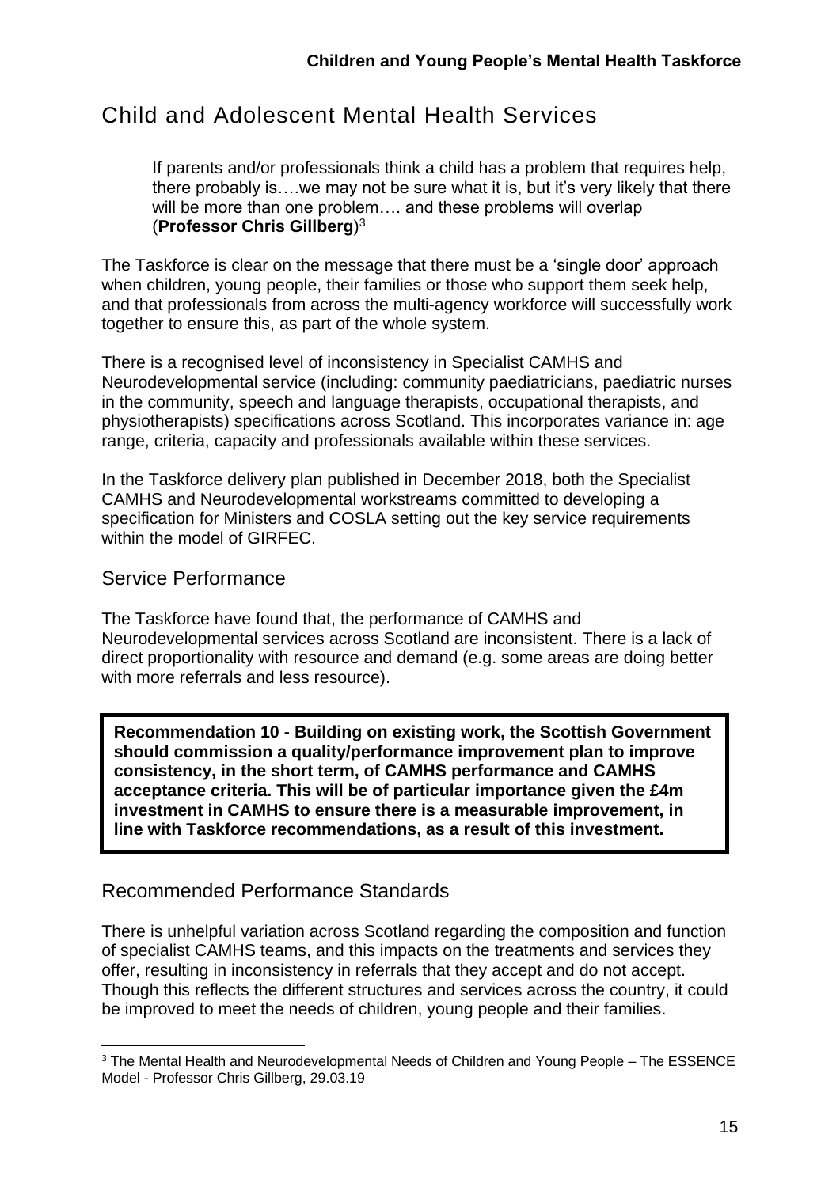## Child and Adolescent Mental Health Services

> If parents and/or professionals think a child has a problem that requires help, there probably is….we may not be sure what it is, but it's very likely that there will be more than one problem…. and these problems will overlap (**Professor Chris Gillberg**)[3]

The Taskforce is clear on the message that there must be a 'single door' approach when children, young people, their families or those who support them seek help, and that professionals from across the multi-agency workforce will successfully work together to ensure this, as part of the whole system.

There is a recognised level of inconsistency in Specialist CAMHS and Neurodevelopmental service (including: community paediatricians, paediatric nurses in the community, speech and language therapists, occupational therapists, and physiotherapists) specifications across Scotland. This incorporates variance in: age range, criteria, capacity and professionals available within these services.

In the Taskforce delivery plan published in December 2018, both the Specialist CAMHS and Neurodevelopmental workstreams committed to developing a specification for Ministers and COSLA setting out the key service requirements within the model of GIRFEC.

### Service Performance

The Taskforce have found that, the performance of CAMHS and Neurodevelopmental services across Scotland are inconsistent. There is a lack of direct proportionality with resource and demand (e.g. some areas are doing better with more referrals and less resource).

**Recommendation 10 - Building on existing work, the Scottish Government should commission a quality/performance improvement plan to improve consistency, in the short term, of CAMHS performance and CAMHS acceptance criteria. This will be of particular importance given the £4m investment in CAMHS to ensure there is a measurable improvement, in line with Taskforce recommendations, as a result of this investment.**

### Recommended Performance Standards

There is unhelpful variation across Scotland regarding the composition and function of specialist CAMHS teams, and this impacts on the treatments and services they offer, resulting in inconsistency in referrals that they accept and do not accept. Though this reflects the different structures and services across the country, it could be improved to meet the needs of children, young people and their families.

---

[3] The Mental Health and Neurodevelopmental Needs of Children and Young People – The ESSENCE Model - Professor Chris Gillberg, 29.03.19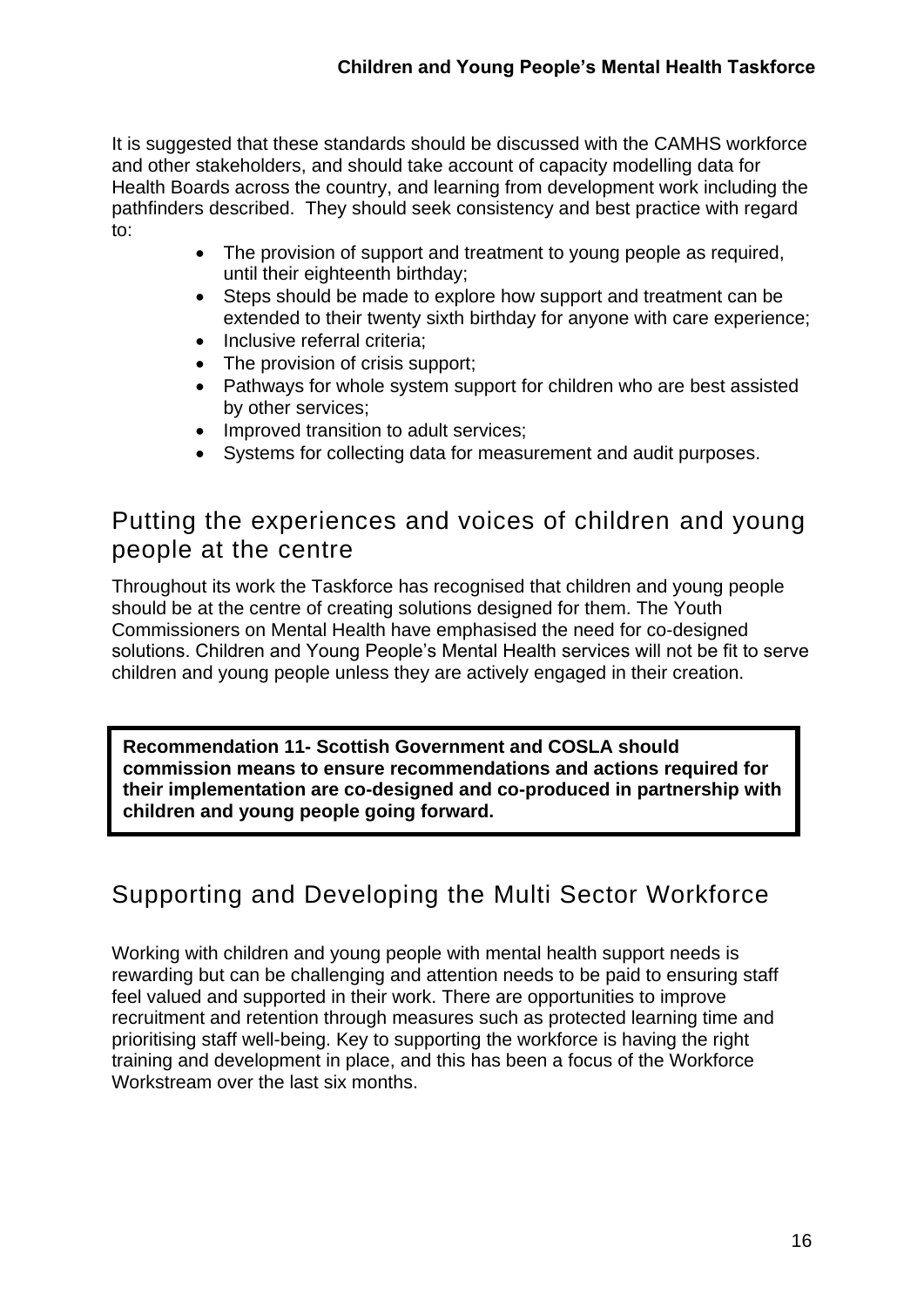It is suggested that these standards should be discussed with the CAMHS workforce and other stakeholders, and should take account of capacity modelling data for Health Boards across the country, and learning from development work including the pathfinders described. They should seek consistency and best practice with regard to:

- The provision of support and treatment to young people as required, until their eighteenth birthday;
- Steps should be made to explore how support and treatment can be extended to their twenty sixth birthday for anyone with care experience;
- Inclusive referral criteria;
- The provision of crisis support;
- Pathways for whole system support for children who are best assisted by other services;
- Improved transition to adult services;
- Systems for collecting data for measurement and audit purposes.

## Putting the experiences and voices of children and young people at the centre

Throughout its work the Taskforce has recognised that children and young people should be at the centre of creating solutions designed for them. The Youth Commissioners on Mental Health have emphasised the need for co-designed solutions. Children and Young People's Mental Health services will not be fit to serve children and young people unless they are actively engaged in their creation.

**Recommendation 11- Scottish Government and COSLA should commission means to ensure recommendations and actions required for their implementation are co-designed and co-produced in partnership with children and young people going forward.**

## Supporting and Developing the Multi Sector Workforce

Working with children and young people with mental health support needs is rewarding but can be challenging and attention needs to be paid to ensuring staff feel valued and supported in their work. There are opportunities to improve recruitment and retention through measures such as protected learning time and prioritising staff well-being. Key to supporting the workforce is having the right training and development in place, and this has been a focus of the Workforce Workstream over the last six months.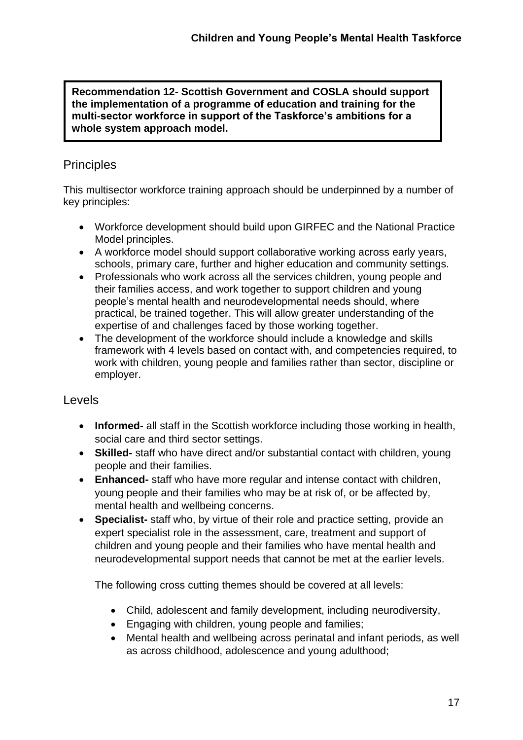**Recommendation 12- Scottish Government and COSLA should support the implementation of a programme of education and training for the multi-sector workforce in support of the Taskforce's ambitions for a whole system approach model.**

## Principles

This multisector workforce training approach should be underpinned by a number of key principles:

- Workforce development should build upon GIRFEC and the National Practice Model principles.
- A workforce model should support collaborative working across early years, schools, primary care, further and higher education and community settings.
- Professionals who work across all the services children, young people and their families access, and work together to support children and young people's mental health and neurodevelopmental needs should, where practical, be trained together. This will allow greater understanding of the expertise of and challenges faced by those working together.
- The development of the workforce should include a knowledge and skills framework with 4 levels based on contact with, and competencies required, to work with children, young people and families rather than sector, discipline or employer.

## Levels

- **Informed-** all staff in the Scottish workforce including those working in health, social care and third sector settings.
- **Skilled-** staff who have direct and/or substantial contact with children, young people and their families.
- **Enhanced-** staff who have more regular and intense contact with children, young people and their families who may be at risk of, or be affected by, mental health and wellbeing concerns.
- **Specialist-** staff who, by virtue of their role and practice setting, provide an expert specialist role in the assessment, care, treatment and support of children and young people and their families who have mental health and neurodevelopmental support needs that cannot be met at the earlier levels.

  The following cross cutting themes should be covered at all levels:

  - Child, adolescent and family development, including neurodiversity,
  - Engaging with children, young people and families;
  - Mental health and wellbeing across perinatal and infant periods, as well as across childhood, adolescence and young adulthood;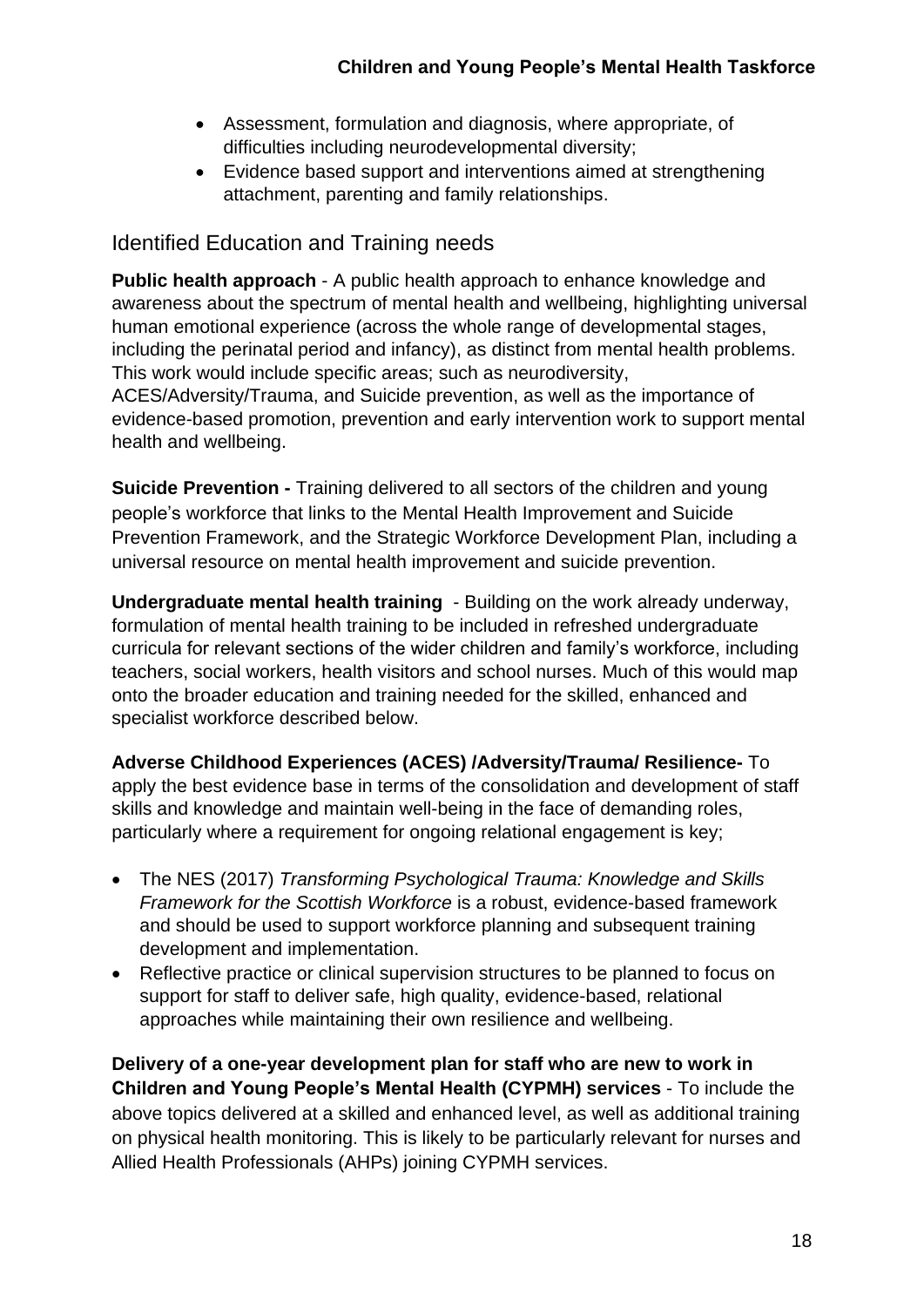- Assessment, formulation and diagnosis, where appropriate, of difficulties including neurodevelopmental diversity;
- Evidence based support and interventions aimed at strengthening attachment, parenting and family relationships.

## Identified Education and Training needs

**Public health approach** - A public health approach to enhance knowledge and awareness about the spectrum of mental health and wellbeing, highlighting universal human emotional experience (across the whole range of developmental stages, including the perinatal period and infancy), as distinct from mental health problems. This work would include specific areas; such as neurodiversity, ACES/Adversity/Trauma, and Suicide prevention, as well as the importance of evidence-based promotion, prevention and early intervention work to support mental health and wellbeing.

**Suicide Prevention -** Training delivered to all sectors of the children and young people's workforce that links to the Mental Health Improvement and Suicide Prevention Framework, and the Strategic Workforce Development Plan, including a universal resource on mental health improvement and suicide prevention.

**Undergraduate mental health training** - Building on the work already underway, formulation of mental health training to be included in refreshed undergraduate curricula for relevant sections of the wider children and family's workforce, including teachers, social workers, health visitors and school nurses. Much of this would map onto the broader education and training needed for the skilled, enhanced and specialist workforce described below.

**Adverse Childhood Experiences (ACES) /Adversity/Trauma/ Resilience-** To apply the best evidence base in terms of the consolidation and development of staff skills and knowledge and maintain well-being in the face of demanding roles, particularly where a requirement for ongoing relational engagement is key;

- The NES (2017) *Transforming Psychological Trauma: Knowledge and Skills Framework for the Scottish Workforce* is a robust, evidence-based framework and should be used to support workforce planning and subsequent training development and implementation.
- Reflective practice or clinical supervision structures to be planned to focus on support for staff to deliver safe, high quality, evidence-based, relational approaches while maintaining their own resilience and wellbeing.

**Delivery of a one-year development plan for staff who are new to work in Children and Young People's Mental Health (CYPMH) services** - To include the above topics delivered at a skilled and enhanced level, as well as additional training on physical health monitoring. This is likely to be particularly relevant for nurses and Allied Health Professionals (AHPs) joining CYPMH services.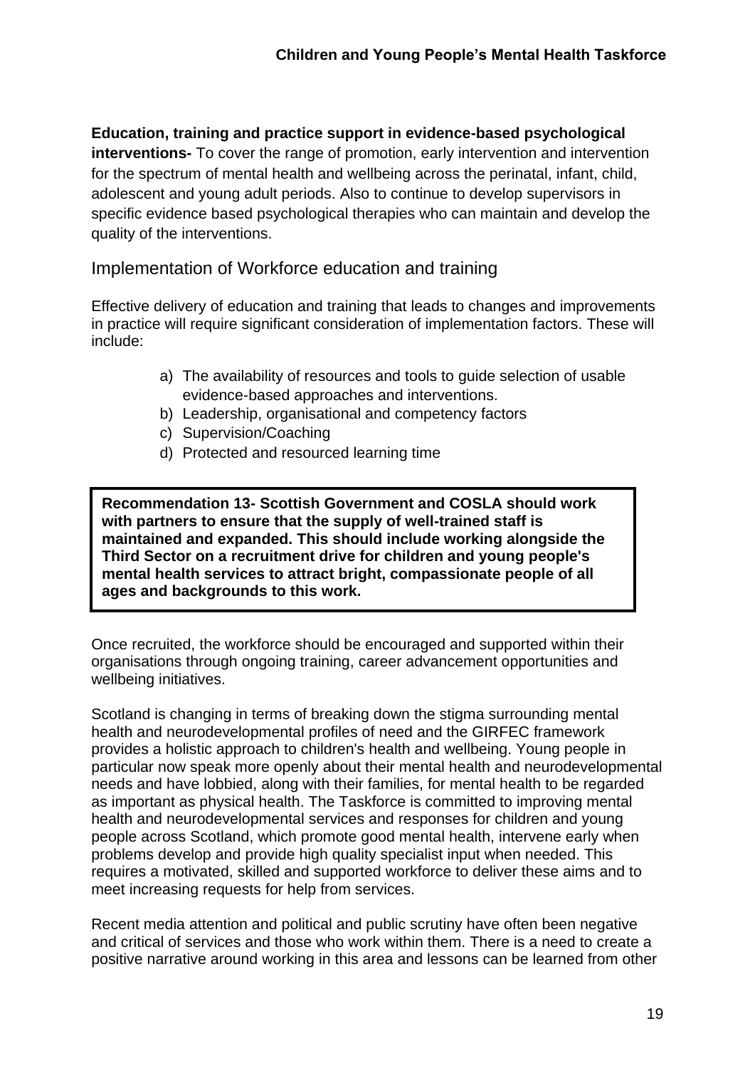**Education, training and practice support in evidence-based psychological interventions-** To cover the range of promotion, early intervention and intervention for the spectrum of mental health and wellbeing across the perinatal, infant, child, adolescent and young adult periods. Also to continue to develop supervisors in specific evidence based psychological therapies who can maintain and develop the quality of the interventions.

## Implementation of Workforce education and training

Effective delivery of education and training that leads to changes and improvements in practice will require significant consideration of implementation factors. These will include:

a) The availability of resources and tools to guide selection of usable evidence-based approaches and interventions.
b) Leadership, organisational and competency factors
c) Supervision/Coaching
d) Protected and resourced learning time

**Recommendation 13- Scottish Government and COSLA should work with partners to ensure that the supply of well-trained staff is maintained and expanded. This should include working alongside the Third Sector on a recruitment drive for children and young people's mental health services to attract bright, compassionate people of all ages and backgrounds to this work.**

Once recruited, the workforce should be encouraged and supported within their organisations through ongoing training, career advancement opportunities and wellbeing initiatives.

Scotland is changing in terms of breaking down the stigma surrounding mental health and neurodevelopmental profiles of need and the GIRFEC framework provides a holistic approach to children's health and wellbeing. Young people in particular now speak more openly about their mental health and neurodevelopmental needs and have lobbied, along with their families, for mental health to be regarded as important as physical health. The Taskforce is committed to improving mental health and neurodevelopmental services and responses for children and young people across Scotland, which promote good mental health, intervene early when problems develop and provide high quality specialist input when needed. This requires a motivated, skilled and supported workforce to deliver these aims and to meet increasing requests for help from services.

Recent media attention and political and public scrutiny have often been negative and critical of services and those who work within them. There is a need to create a positive narrative around working in this area and lessons can be learned from other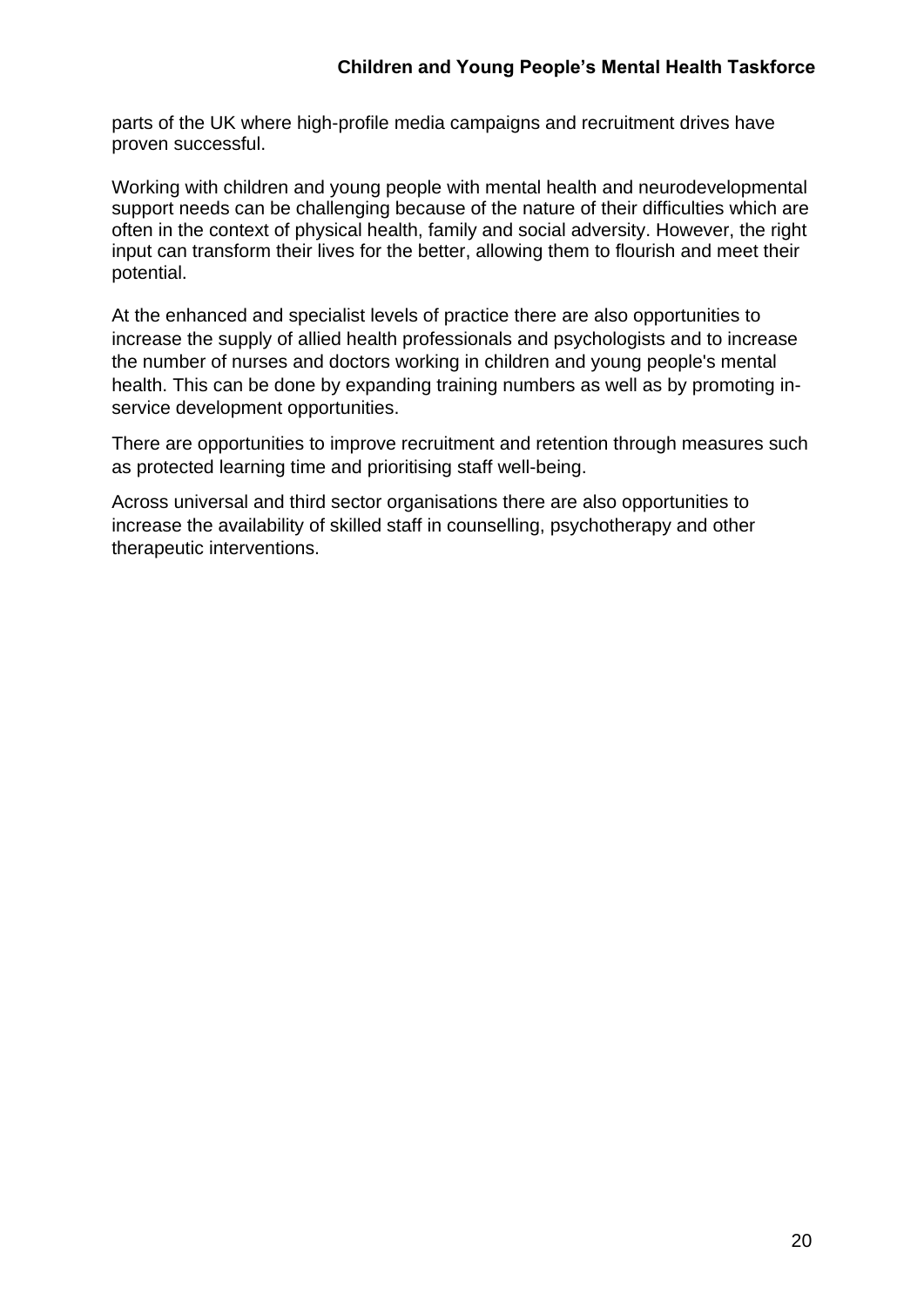parts of the UK where high-profile media campaigns and recruitment drives have proven successful.

Working with children and young people with mental health and neurodevelopmental support needs can be challenging because of the nature of their difficulties which are often in the context of physical health, family and social adversity. However, the right input can transform their lives for the better, allowing them to flourish and meet their potential.

At the enhanced and specialist levels of practice there are also opportunities to increase the supply of allied health professionals and psychologists and to increase the number of nurses and doctors working in children and young people's mental health. This can be done by expanding training numbers as well as by promoting in-service development opportunities.

There are opportunities to improve recruitment and retention through measures such as protected learning time and prioritising staff well-being.

Across universal and third sector organisations there are also opportunities to increase the availability of skilled staff in counselling, psychotherapy and other therapeutic interventions.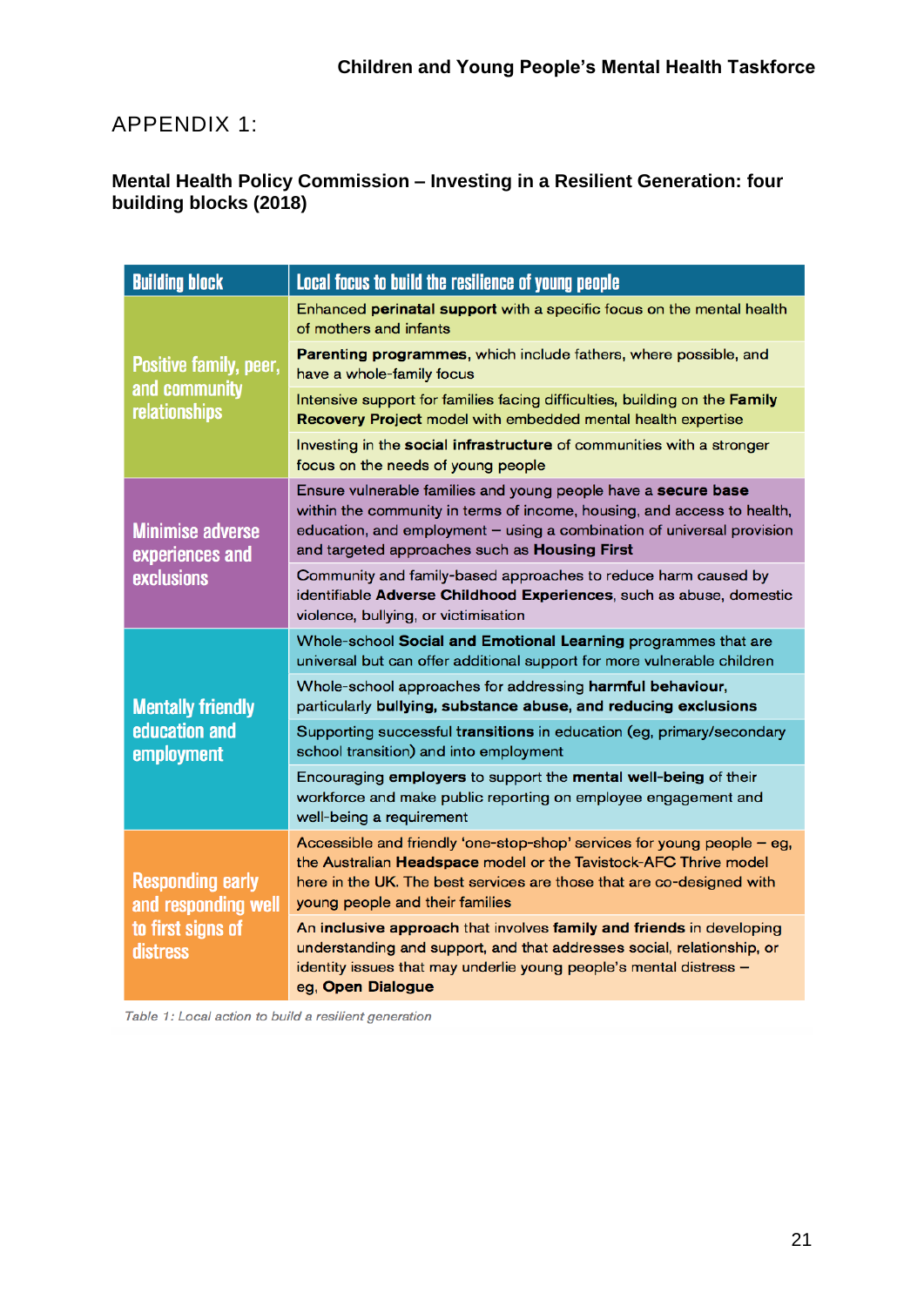# APPENDIX 1:

**Mental Health Policy Commission – Investing in a Resilient Generation: four building blocks (2018)**

| Building block | Local focus to build the resilience of young people |
|---|---|
| Positive family, peer, and community relationships | Enhanced **perinatal support** with a specific focus on the mental health of mothers and infants |
| | **Parenting programmes**, which include fathers, where possible, and have a whole-family focus |
| | Intensive support for families facing difficulties, building on the **Family Recovery Project** model with embedded mental health expertise |
| | Investing in the **social infrastructure** of communities with a stronger focus on the needs of young people |
| Minimise adverse experiences and exclusions | Ensure vulnerable families and young people have a **secure base** within the community in terms of income, housing, and access to health, education, and employment – using a combination of universal provision and targeted approaches such as **Housing First** |
| | Community and family-based approaches to reduce harm caused by identifiable **Adverse Childhood Experiences**, such as abuse, domestic violence, bullying, or victimisation |
| Mentally friendly education and employment | Whole-school **Social and Emotional Learning** programmes that are universal but can offer additional support for more vulnerable children |
| | Whole-school approaches for addressing **harmful behaviour**, particularly **bullying, substance abuse, and reducing exclusions** |
| | Supporting successful **transitions** in education (eg, primary/secondary school transition) and into employment |
| | Encouraging **employers** to support the **mental well-being** of their workforce and make public reporting on employee engagement and well-being a requirement |
| Responding early and responding well to first signs of distress | Accessible and friendly 'one-stop-shop' services for young people – eg, the Australian **Headspace** model or the Tavistock-AFC Thrive model here in the UK. The best services are those that are co-designed with young people and their families |
| | An **inclusive approach** that involves **family and friends** in developing understanding and support, and that addresses social, relationship, or identity issues that may underlie young people's mental distress – eg, **Open Dialogue** |

*Table 1: Local action to build a resilient generation*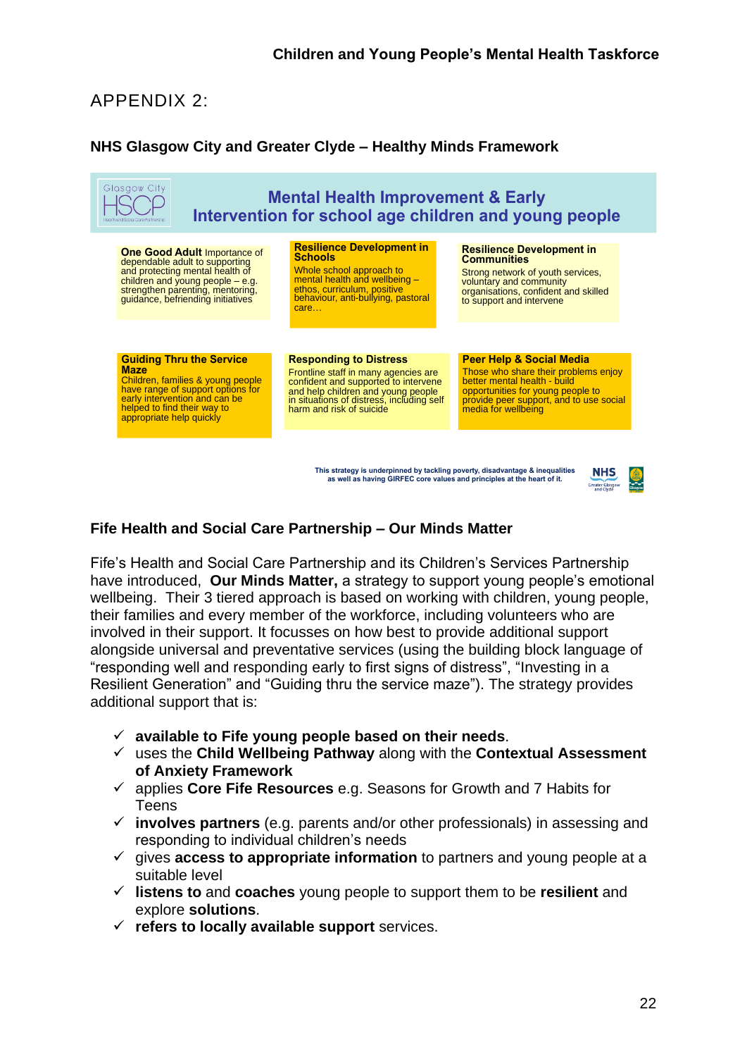# APPENDIX 2:

### NHS Glasgow City and Greater Clyde – Healthy Minds Framework

Glasgow City HSCP

**Mental Health Improvement & Early Intervention for school age children and young people**

**One Good Adult** Importance of dependable adult to supporting and protecting mental health of children and young people – e.g. strengthen parenting, mentoring, guidance, befriending initiatives

**Resilience Development in Schools**
Whole school approach to mental health and wellbeing – ethos, curriculum, positive behaviour, anti-bullying, pastoral care…

**Resilience Development in Communities**
Strong network of youth services, voluntary and community organisations, confident and skilled to support and intervene

**Guiding Thru the Service Maze**
Children, families & young people have range of support options for early intervention and can be helped to find their way to appropriate help quickly

**Responding to Distress**
Frontline staff in many agencies are confident and supported to intervene and help children and young people in situations of distress, including self harm and risk of suicide

**Peer Help & Social Media**
Those who share their problems enjoy better mental health - build opportunities for young people to provide peer support, and to use social media for wellbeing

**This strategy is underpinned by tackling poverty, disadvantage & inequalities as well as having GIRFEC core values and principles at the heart of it.**

NHS Greater Glasgow and Clyde

### Fife Health and Social Care Partnership – Our Minds Matter

Fife's Health and Social Care Partnership and its Children's Services Partnership have introduced, **Our Minds Matter,** a strategy to support young people's emotional wellbeing. Their 3 tiered approach is based on working with children, young people, their families and every member of the workforce, including volunteers who are involved in their support. It focusses on how best to provide additional support alongside universal and preventative services (using the building block language of "responding well and responding early to first signs of distress", "Investing in a Resilient Generation" and "Guiding thru the service maze"). The strategy provides additional support that is:

- ✓ **available to Fife young people based on their needs**.
- ✓ uses the **Child Wellbeing Pathway** along with the **Contextual Assessment of Anxiety Framework**
- ✓ applies **Core Fife Resources** e.g. Seasons for Growth and 7 Habits for Teens
- ✓ **involves partners** (e.g. parents and/or other professionals) in assessing and responding to individual children's needs
- ✓ gives **access to appropriate information** to partners and young people at a suitable level
- ✓ **listens to** and **coaches** young people to support them to be **resilient** and explore **solutions**.
- ✓ **refers to locally available support** services.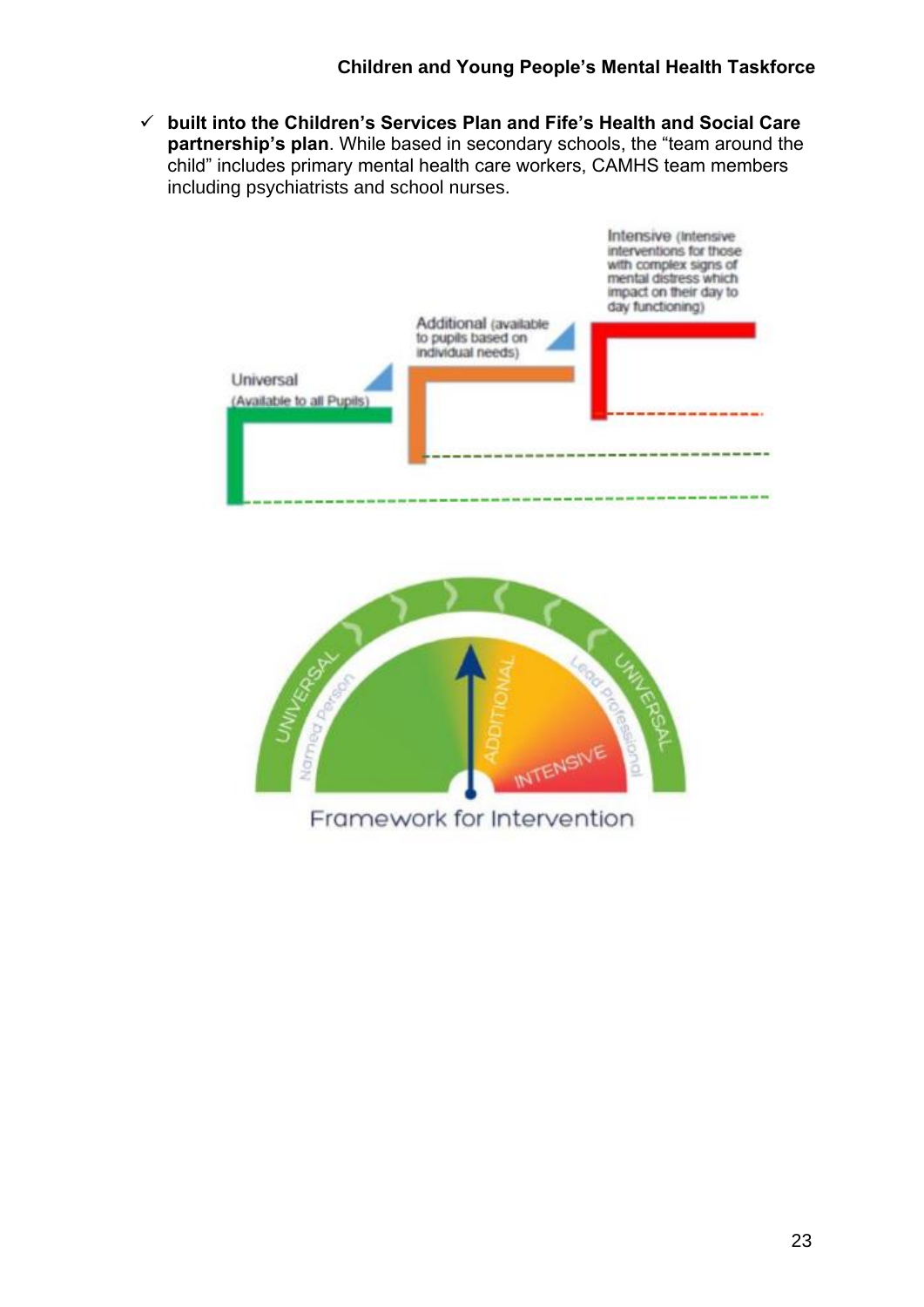- ✓ **built into the Children's Services Plan and Fife's Health and Social Care partnership's plan**. While based in secondary schools, the "team around the child" includes primary mental health care workers, CAMHS team members including psychiatrists and school nurses.

Universal (Available to all Pupils)

Additional (available to pupils based on individual needs)

Intensive (Intensive interventions for those with complex signs of mental distress which impact on their day to day functioning)

UNIVERSAL — Named Person — ADDITIONAL — INTENSIVE — Lead professional — UNIVERSAL

Framework for Intervention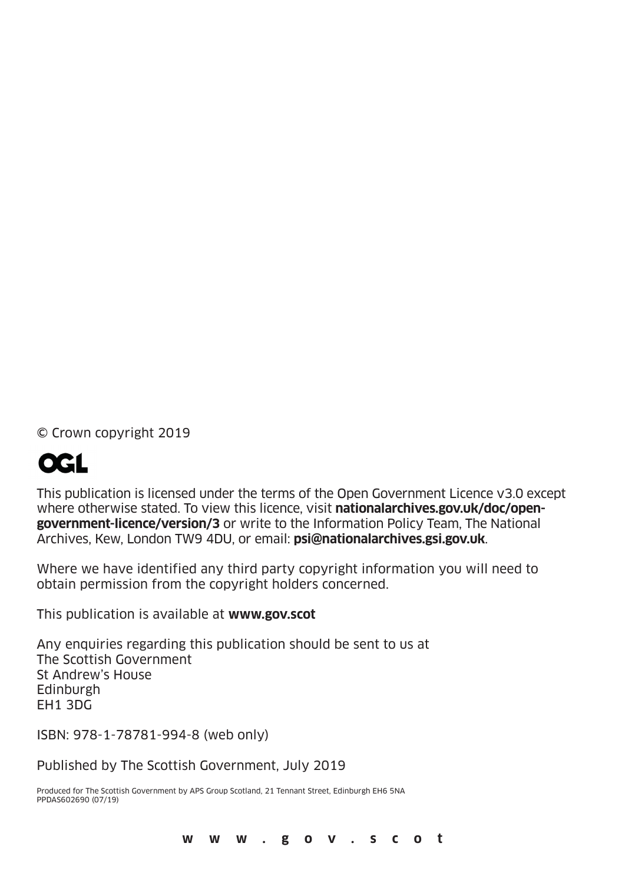© Crown copyright 2019

OGL

This publication is licensed under the terms of the Open Government Licence v3.0 except where otherwise stated. To view this licence, visit **nationalarchives.gov.uk/doc/open-government-licence/version/3** or write to the Information Policy Team, The National Archives, Kew, London TW9 4DU, or email: **psi@nationalarchives.gsi.gov.uk**.

Where we have identified any third party copyright information you will need to obtain permission from the copyright holders concerned.

This publication is available at **www.gov.scot**

Any enquiries regarding this publication should be sent to us at
The Scottish Government
St Andrew's House
Edinburgh
EH1 3DG

ISBN: 978-1-78781-994-8 (web only)

Published by The Scottish Government, July 2019

Produced for The Scottish Government by APS Group Scotland, 21 Tennant Street, Edinburgh EH6 5NA
PPDAS602690 (07/19)

**w w w . g o v . s c o t**